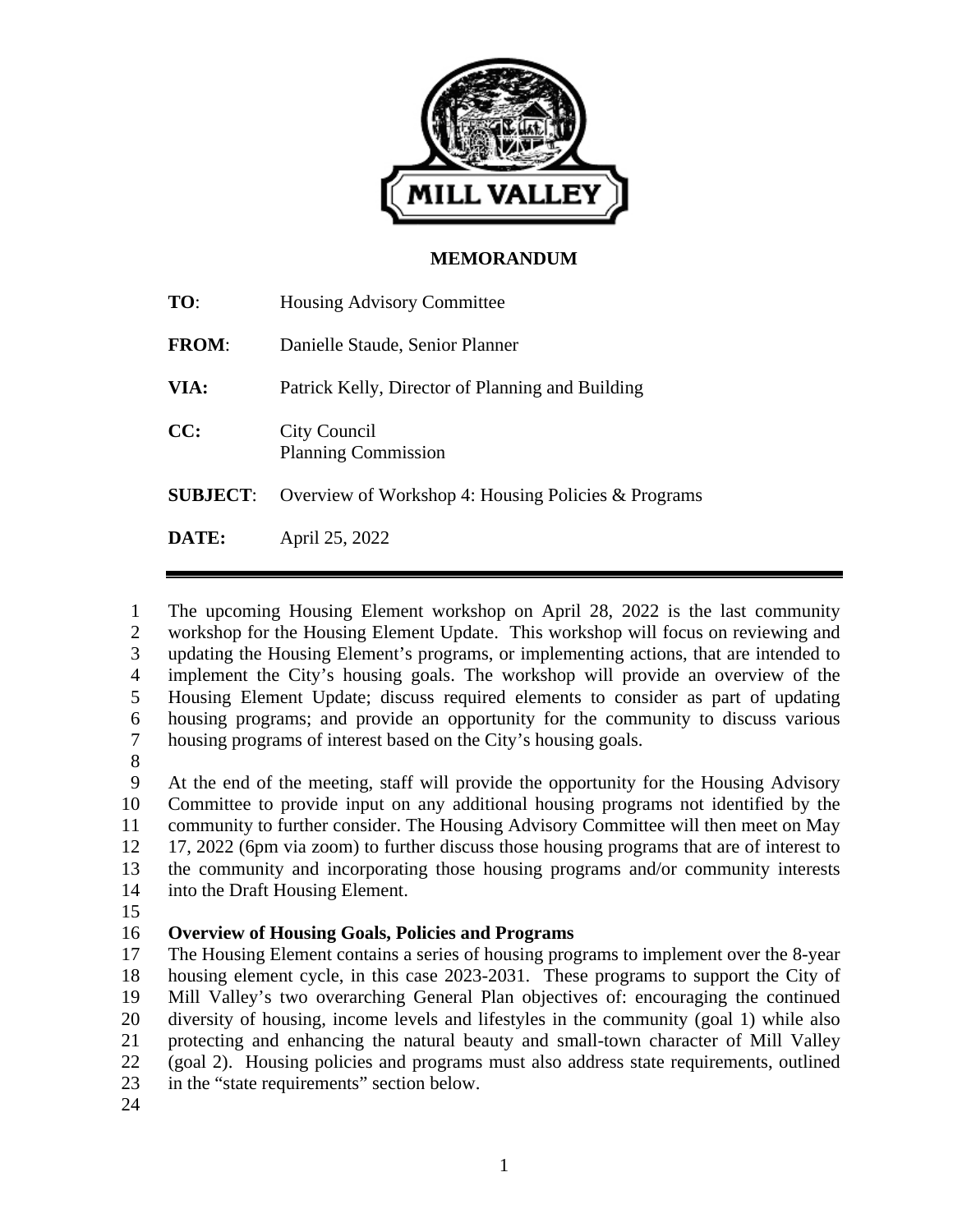# MEMORANDUM

| | |
|---|---|
| **TO**: | Housing Advisory Committee |
| **FROM**: | Danielle Staude, Senior Planner |
| **VIA:** | Patrick Kelly, Director of Planning and Building |
| **CC:** | City Council<br>Planning Commission |
| **SUBJECT**: | Overview of Workshop 4: Housing Policies & Programs |
| **DATE:** | April 25, 2022 |

The upcoming Housing Element workshop on April 28, 2022 is the last community workshop for the Housing Element Update. This workshop will focus on reviewing and updating the Housing Element's programs, or implementing actions, that are intended to implement the City's housing goals. The workshop will provide an overview of the Housing Element Update; discuss required elements to consider as part of updating housing programs; and provide an opportunity for the community to discuss various housing programs of interest based on the City's housing goals.

At the end of the meeting, staff will provide the opportunity for the Housing Advisory Committee to provide input on any additional housing programs not identified by the community to further consider. The Housing Advisory Committee will then meet on May 17, 2022 (6pm via zoom) to further discuss those housing programs that are of interest to the community and incorporating those housing programs and/or community interests into the Draft Housing Element.

**Overview of Housing Goals, Policies and Programs**

The Housing Element contains a series of housing programs to implement over the 8-year housing element cycle, in this case 2023-2031. These programs to support the City of Mill Valley's two overarching General Plan objectives of: encouraging the continued diversity of housing, income levels and lifestyles in the community (goal 1) while also protecting and enhancing the natural beauty and small-town character of Mill Valley (goal 2). Housing policies and programs must also address state requirements, outlined in the "state requirements" section below.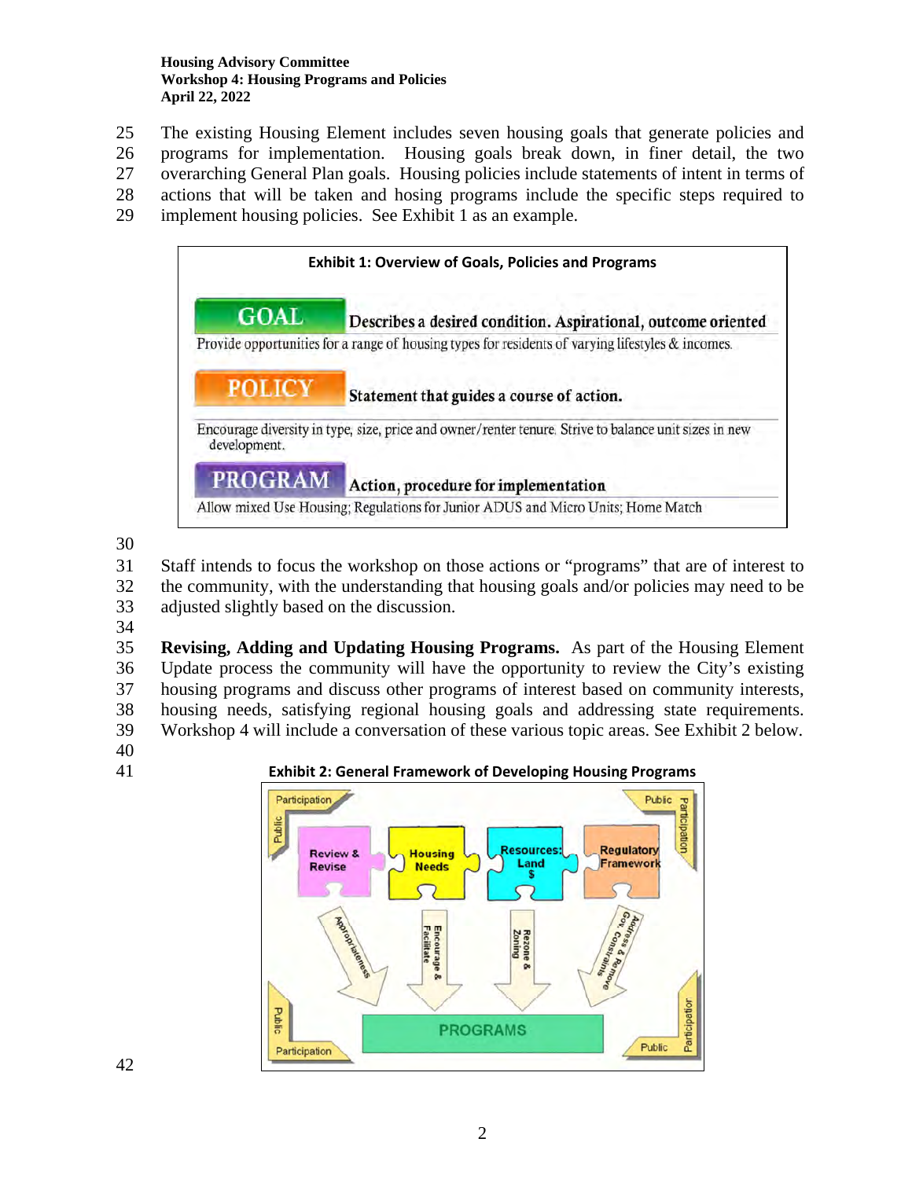The existing Housing Element includes seven housing goals that generate policies and programs for implementation. Housing goals break down, in finer detail, the two overarching General Plan goals. Housing policies include statements of intent in terms of actions that will be taken and hosing programs include the specific steps required to implement housing policies. See Exhibit 1 as an example.

**Exhibit 1: Overview of Goals, Policies and Programs**

| | |
|---|---|
| **GOAL** | **Describes a desired condition. Aspirational, outcome oriented** |
| Provide opportunities for a range of housing types for residents of varying lifestyles & incomes. | |
| **POLICY** | **Statement that guides a course of action.** |
| Encourage diversity in type, size, price and owner/renter tenure. Strive to balance unit sizes in new development. | |
| **PROGRAM** | **Action, procedure for implementation** |
| Allow mixed Use Housing; Regulations for Junior ADUS and Micro Units; Home Match | |

Staff intends to focus the workshop on those actions or "programs" that are of interest to the community, with the understanding that housing goals and/or policies may need to be adjusted slightly based on the discussion.

**Revising, Adding and Updating Housing Programs.** As part of the Housing Element Update process the community will have the opportunity to review the City's existing housing programs and discuss other programs of interest based on community interests, housing needs, satisfying regional housing goals and addressing state requirements. Workshop 4 will include a conversation of these various topic areas. See Exhibit 2 below.

**Exhibit 2: General Framework of Developing Housing Programs**

Review & Revise → Appropriateness → PROGRAMS
Housing Needs → Encourage & Facilitate → PROGRAMS
Resources: Land $ → Rezone & Zoning → PROGRAMS
Regulatory Framework → Address & Remove Gov. Constraints → PROGRAMS

Public Participation (at all four corners of the framework)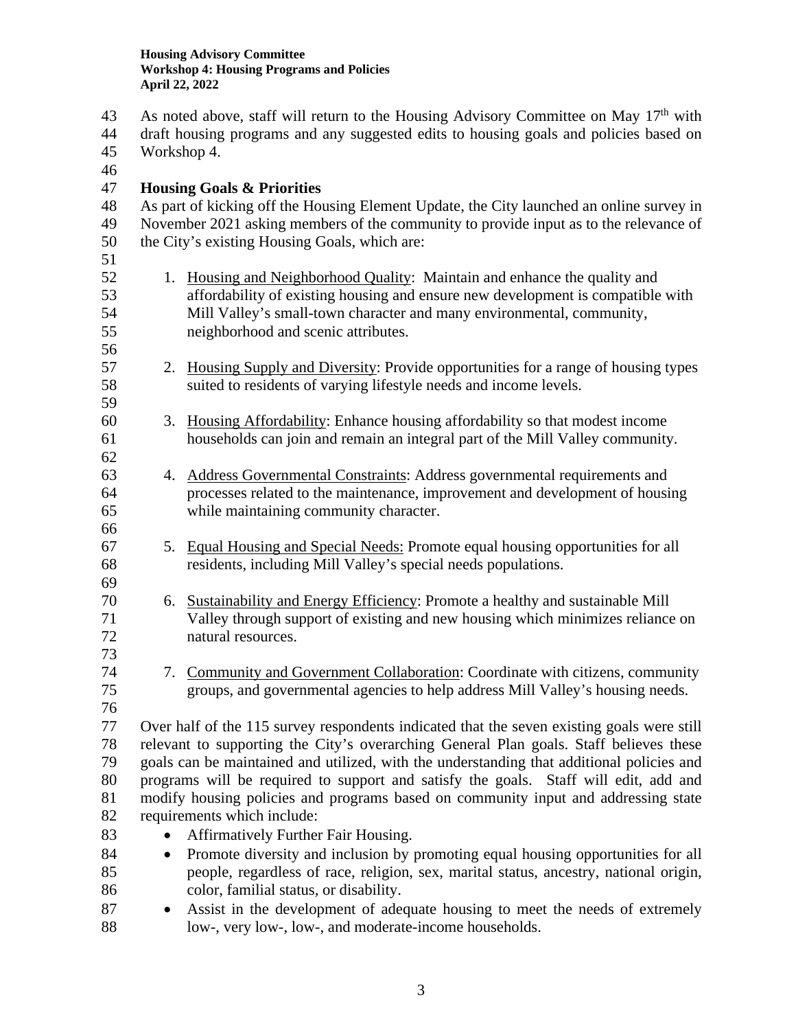As noted above, staff will return to the Housing Advisory Committee on May 17th with draft housing programs and any suggested edits to housing goals and policies based on Workshop 4.

**Housing Goals & Priorities**

As part of kicking off the Housing Element Update, the City launched an online survey in November 2021 asking members of the community to provide input as to the relevance of the City's existing Housing Goals, which are:

1. Housing and Neighborhood Quality: Maintain and enhance the quality and affordability of existing housing and ensure new development is compatible with Mill Valley's small-town character and many environmental, community, neighborhood and scenic attributes.

2. Housing Supply and Diversity: Provide opportunities for a range of housing types suited to residents of varying lifestyle needs and income levels.

3. Housing Affordability: Enhance housing affordability so that modest income households can join and remain an integral part of the Mill Valley community.

4. Address Governmental Constraints: Address governmental requirements and processes related to the maintenance, improvement and development of housing while maintaining community character.

5. Equal Housing and Special Needs: Promote equal housing opportunities for all residents, including Mill Valley's special needs populations.

6. Sustainability and Energy Efficiency: Promote a healthy and sustainable Mill Valley through support of existing and new housing which minimizes reliance on natural resources.

7. Community and Government Collaboration: Coordinate with citizens, community groups, and governmental agencies to help address Mill Valley's housing needs.

Over half of the 115 survey respondents indicated that the seven existing goals were still relevant to supporting the City's overarching General Plan goals. Staff believes these goals can be maintained and utilized, with the understanding that additional policies and programs will be required to support and satisfy the goals. Staff will edit, add and modify housing policies and programs based on community input and addressing state requirements which include:

- Affirmatively Further Fair Housing.
- Promote diversity and inclusion by promoting equal housing opportunities for all people, regardless of race, religion, sex, marital status, ancestry, national origin, color, familial status, or disability.
- Assist in the development of adequate housing to meet the needs of extremely low-, very low-, low-, and moderate-income households.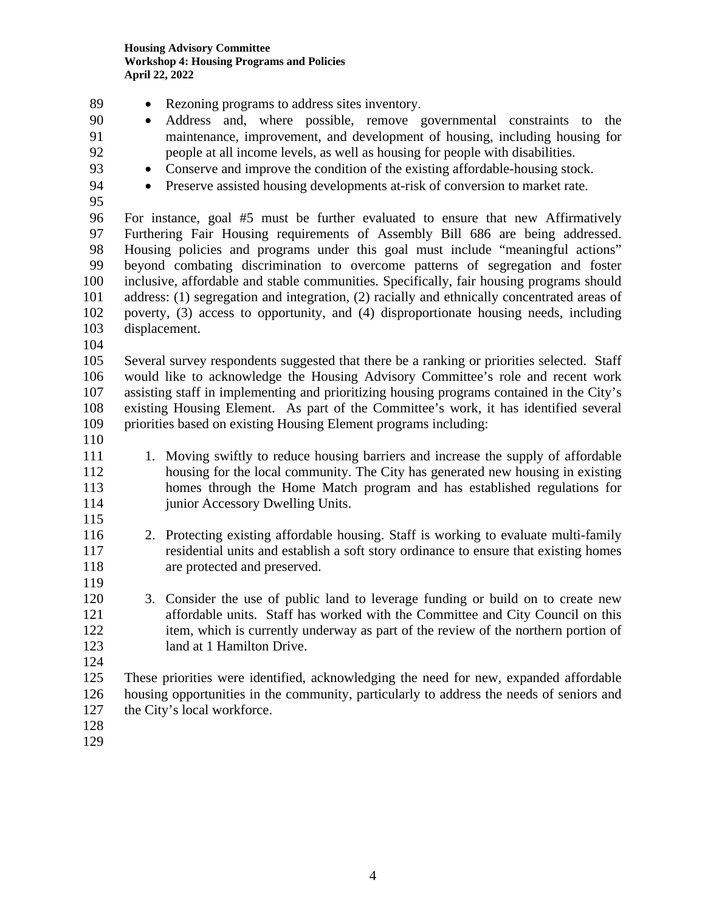- Rezoning programs to address sites inventory.
- Address and, where possible, remove governmental constraints to the maintenance, improvement, and development of housing, including housing for people at all income levels, as well as housing for people with disabilities.
- Conserve and improve the condition of the existing affordable-housing stock.
- Preserve assisted housing developments at-risk of conversion to market rate.

For instance, goal #5 must be further evaluated to ensure that new Affirmatively Furthering Fair Housing requirements of Assembly Bill 686 are being addressed. Housing policies and programs under this goal must include "meaningful actions" beyond combating discrimination to overcome patterns of segregation and foster inclusive, affordable and stable communities. Specifically, fair housing programs should address: (1) segregation and integration, (2) racially and ethnically concentrated areas of poverty, (3) access to opportunity, and (4) disproportionate housing needs, including displacement.

Several survey respondents suggested that there be a ranking or priorities selected. Staff would like to acknowledge the Housing Advisory Committee's role and recent work assisting staff in implementing and prioritizing housing programs contained in the City's existing Housing Element. As part of the Committee's work, it has identified several priorities based on existing Housing Element programs including:

1. Moving swiftly to reduce housing barriers and increase the supply of affordable housing for the local community. The City has generated new housing in existing homes through the Home Match program and has established regulations for junior Accessory Dwelling Units.

2. Protecting existing affordable housing. Staff is working to evaluate multi-family residential units and establish a soft story ordinance to ensure that existing homes are protected and preserved.

3. Consider the use of public land to leverage funding or build on to create new affordable units. Staff has worked with the Committee and City Council on this item, which is currently underway as part of the review of the northern portion of land at 1 Hamilton Drive.

These priorities were identified, acknowledging the need for new, expanded affordable housing opportunities in the community, particularly to address the needs of seniors and the City's local workforce.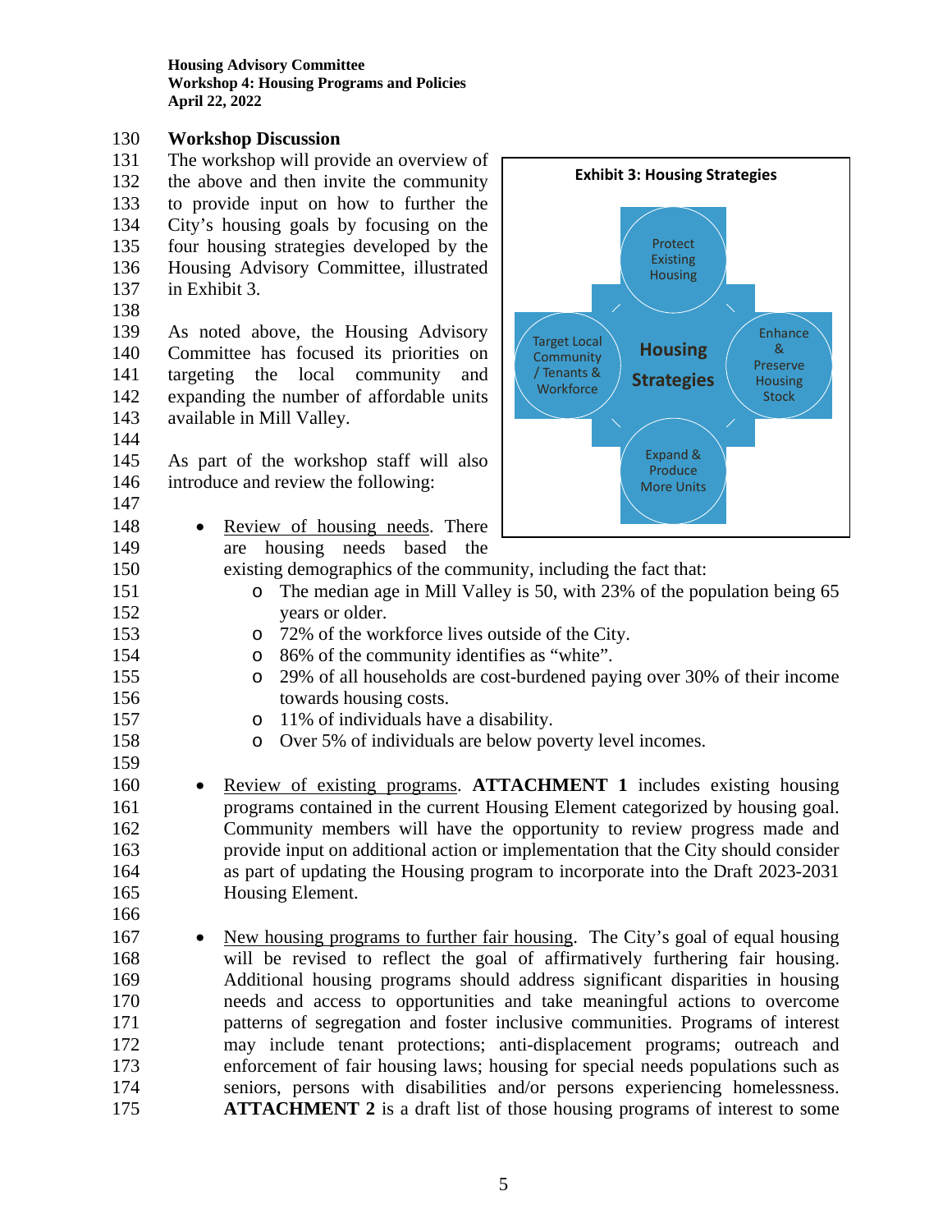### Workshop Discussion

The workshop will provide an overview of the above and then invite the community to provide input on how to further the City's housing goals by focusing on the four housing strategies developed by the Housing Advisory Committee, illustrated in Exhibit 3.

**Exhibit 3: Housing Strategies**

- Housing Strategies
  - Protect Existing Housing
  - Enhance & Preserve Housing Stock
  - Expand & Produce More Units
  - Target Local Community / Tenants & Workforce

As noted above, the Housing Advisory Committee has focused its priorities on targeting the local community and expanding the number of affordable units available in Mill Valley.

As part of the workshop staff will also introduce and review the following:

- Review of housing needs. There are housing needs based the existing demographics of the community, including the fact that:
  - The median age in Mill Valley is 50, with 23% of the population being 65 years or older.
  - 72% of the workforce lives outside of the City.
  - 86% of the community identifies as "white".
  - 29% of all households are cost-burdened paying over 30% of their income towards housing costs.
  - 11% of individuals have a disability.
  - Over 5% of individuals are below poverty level incomes.

- Review of existing programs. **ATTACHMENT 1** includes existing housing programs contained in the current Housing Element categorized by housing goal. Community members will have the opportunity to review progress made and provide input on additional action or implementation that the City should consider as part of updating the Housing program to incorporate into the Draft 2023-2031 Housing Element.

- New housing programs to further fair housing. The City's goal of equal housing will be revised to reflect the goal of affirmatively furthering fair housing. Additional housing programs should address significant disparities in housing needs and access to opportunities and take meaningful actions to overcome patterns of segregation and foster inclusive communities. Programs of interest may include tenant protections; anti-displacement programs; outreach and enforcement of fair housing laws; housing for special needs populations such as seniors, persons with disabilities and/or persons experiencing homelessness. **ATTACHMENT 2** is a draft list of those housing programs of interest to some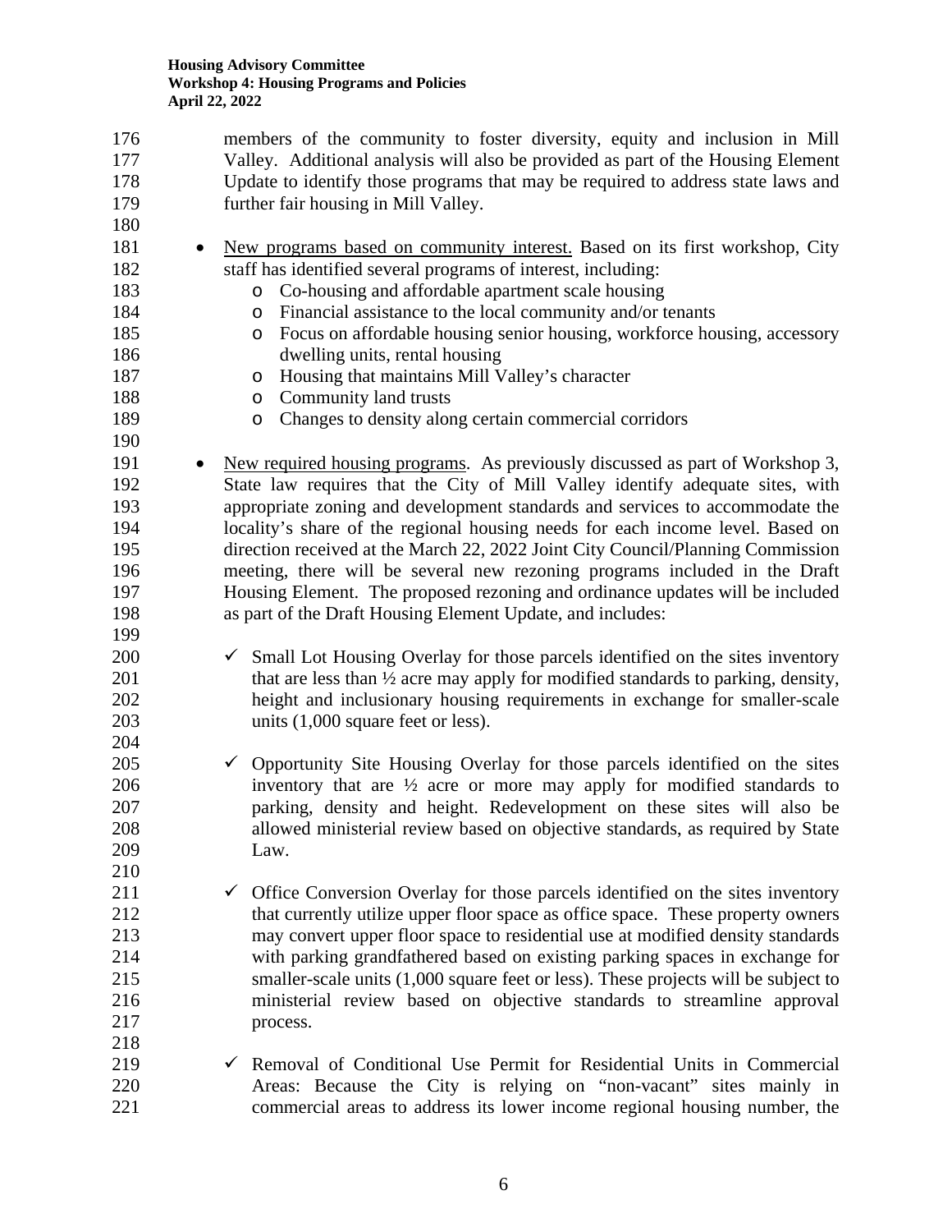members of the community to foster diversity, equity and inclusion in Mill Valley. Additional analysis will also be provided as part of the Housing Element Update to identify those programs that may be required to address state laws and further fair housing in Mill Valley.

- New programs based on community interest. Based on its first workshop, City staff has identified several programs of interest, including:
  - Co-housing and affordable apartment scale housing
  - Financial assistance to the local community and/or tenants
  - Focus on affordable housing senior housing, workforce housing, accessory dwelling units, rental housing
  - Housing that maintains Mill Valley's character
  - Community land trusts
  - Changes to density along certain commercial corridors

- New required housing programs. As previously discussed as part of Workshop 3, State law requires that the City of Mill Valley identify adequate sites, with appropriate zoning and development standards and services to accommodate the locality's share of the regional housing needs for each income level. Based on direction received at the March 22, 2022 Joint City Council/Planning Commission meeting, there will be several new rezoning programs included in the Draft Housing Element. The proposed rezoning and ordinance updates will be included as part of the Draft Housing Element Update, and includes:

  - ✓ Small Lot Housing Overlay for those parcels identified on the sites inventory that are less than ½ acre may apply for modified standards to parking, density, height and inclusionary housing requirements in exchange for smaller-scale units (1,000 square feet or less).

  - ✓ Opportunity Site Housing Overlay for those parcels identified on the sites inventory that are ½ acre or more may apply for modified standards to parking, density and height. Redevelopment on these sites will also be allowed ministerial review based on objective standards, as required by State Law.

  - ✓ Office Conversion Overlay for those parcels identified on the sites inventory that currently utilize upper floor space as office space. These property owners may convert upper floor space to residential use at modified density standards with parking grandfathered based on existing parking spaces in exchange for smaller-scale units (1,000 square feet or less). These projects will be subject to ministerial review based on objective standards to streamline approval process.

  - ✓ Removal of Conditional Use Permit for Residential Units in Commercial Areas: Because the City is relying on "non-vacant" sites mainly in commercial areas to address its lower income regional housing number, the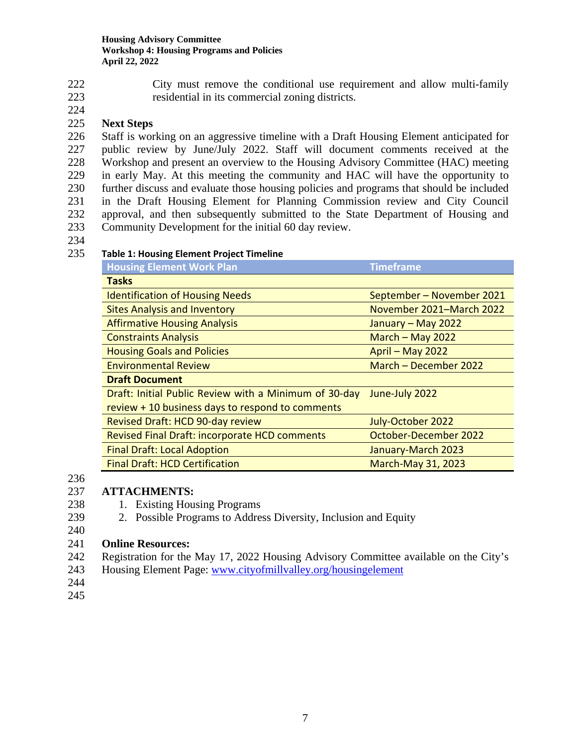City must remove the conditional use requirement and allow multi-family residential in its commercial zoning districts.

## Next Steps

Staff is working on an aggressive timeline with a Draft Housing Element anticipated for public review by June/July 2022. Staff will document comments received at the Workshop and present an overview to the Housing Advisory Committee (HAC) meeting in early May. At this meeting the community and HAC will have the opportunity to further discuss and evaluate those housing policies and programs that should be included in the Draft Housing Element for Planning Commission review and City Council approval, and then subsequently submitted to the State Department of Housing and Community Development for the initial 60 day review.

**Table 1: Housing Element Project Timeline**

| Housing Element Work Plan | Timeframe |
|---|---|
| **Tasks** | |
| Identification of Housing Needs | September – November 2021 |
| Sites Analysis and Inventory | November 2021–March 2022 |
| Affirmative Housing Analysis | January – May 2022 |
| Constraints Analysis | March – May 2022 |
| Housing Goals and Policies | April – May 2022 |
| Environmental Review | March – December 2022 |
| **Draft Document** | |
| Draft: Initial Public Review with a Minimum of 30-day review + 10 business days to respond to comments | June-July 2022 |
| Revised Draft: HCD 90-day review | July-October 2022 |
| Revised Final Draft: incorporate HCD comments | October-December 2022 |
| Final Draft: Local Adoption | January-March 2023 |
| Final Draft: HCD Certification | March-May 31, 2023 |

## ATTACHMENTS:

1. Existing Housing Programs
2. Possible Programs to Address Diversity, Inclusion and Equity

## Online Resources:

Registration for the May 17, 2022 Housing Advisory Committee available on the City's Housing Element Page: www.cityofmillvalley.org/housingelement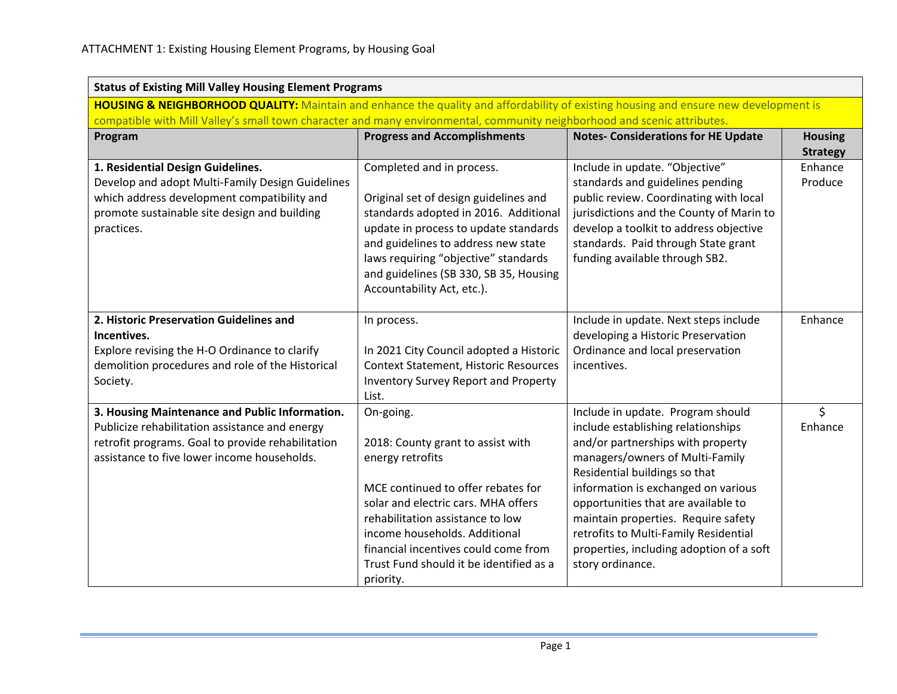ATTACHMENT 1: Existing Housing Element Programs, by Housing Goal

| **Status of Existing Mill Valley Housing Element Programs** | | | |
|---|---|---|---|
| **HOUSING & NEIGHBORHOOD QUALITY:** Maintain and enhance the quality and affordability of existing housing and ensure new development is compatible with Mill Valley's small town character and many environmental, community neighborhood and scenic attributes. | | | |
| **Program** | **Progress and Accomplishments** | **Notes- Considerations for HE Update** | **Housing Strategy** |
| **1. Residential Design Guidelines.** Develop and adopt Multi-Family Design Guidelines which address development compatibility and promote sustainable site design and building practices. | Completed and in process.<br><br>Original set of design guidelines and standards adopted in 2016. Additional update in process to update standards and guidelines to address new state laws requiring "objective" standards and guidelines (SB 330, SB 35, Housing Accountability Act, etc.). | Include in update. "Objective" standards and guidelines pending public review. Coordinating with local jurisdictions and the County of Marin to develop a toolkit to address objective standards. Paid through State grant funding available through SB2. | Enhance<br>Produce |
| **2. Historic Preservation Guidelines and Incentives.** Explore revising the H-O Ordinance to clarify demolition procedures and role of the Historical Society. | In process.<br><br>In 2021 City Council adopted a Historic Context Statement, Historic Resources Inventory Survey Report and Property List. | Include in update. Next steps include developing a Historic Preservation Ordinance and local preservation incentives. | Enhance |
| **3. Housing Maintenance and Public Information.** Publicize rehabilitation assistance and energy retrofit programs. Goal to provide rehabilitation assistance to five lower income households. | On-going.<br><br>2018: County grant to assist with energy retrofits<br><br>MCE continued to offer rebates for solar and electric cars. MHA offers rehabilitation assistance to low income households. Additional financial incentives could come from Trust Fund should it be identified as a priority. | Include in update. Program should include establishing relationships and/or partnerships with property managers/owners of Multi-Family Residential buildings so that information is exchanged on various opportunities that are available to maintain properties. Require safety retrofits to Multi-Family Residential properties, including adoption of a soft story ordinance. | $<br>Enhance |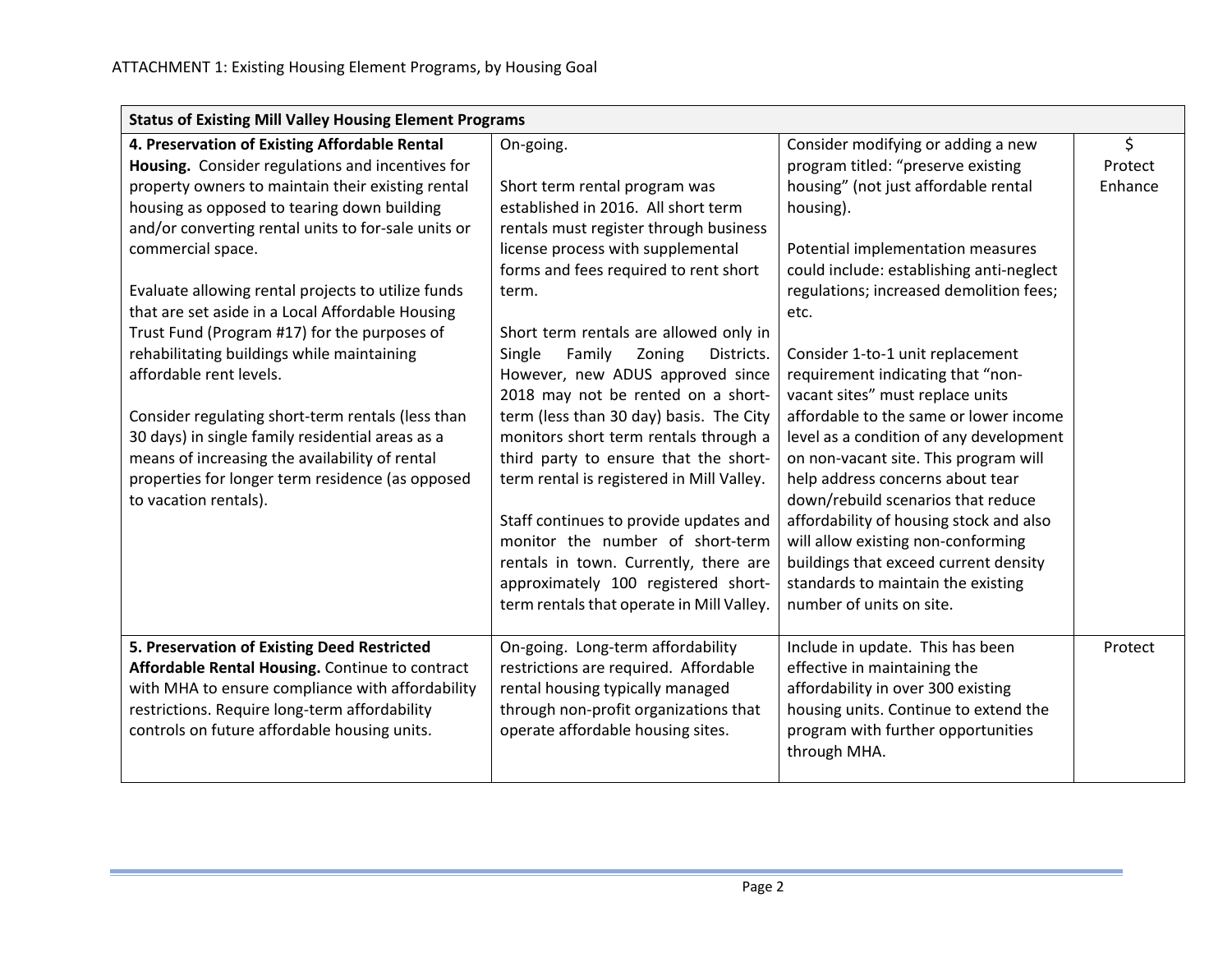ATTACHMENT 1: Existing Housing Element Programs, by Housing Goal

| Status of Existing Mill Valley Housing Element Programs | | | |
|---|---|---|---|
| **4. Preservation of Existing Affordable Rental Housing.** Consider regulations and incentives for property owners to maintain their existing rental housing as opposed to tearing down building and/or converting rental units to for-sale units or commercial space.<br><br>Evaluate allowing rental projects to utilize funds that are set aside in a Local Affordable Housing Trust Fund (Program #17) for the purposes of rehabilitating buildings while maintaining affordable rent levels.<br><br>Consider regulating short-term rentals (less than 30 days) in single family residential areas as a means of increasing the availability of rental properties for longer term residence (as opposed to vacation rentals). | On-going.<br><br>Short term rental program was established in 2016. All short term rentals must register through business license process with supplemental forms and fees required to rent short term.<br><br>Short term rentals are allowed only in Single Family Zoning Districts. However, new ADUS approved since 2018 may not be rented on a short-term (less than 30 day) basis. The City monitors short term rentals through a third party to ensure that the short-term rental is registered in Mill Valley.<br><br>Staff continues to provide updates and monitor the number of short-term rentals in town. Currently, there are approximately 100 registered short-term rentals that operate in Mill Valley. | Consider modifying or adding a new program titled: "preserve existing housing" (not just affordable rental housing).<br><br>Potential implementation measures could include: establishing anti-neglect regulations; increased demolition fees; etc.<br><br>Consider 1-to-1 unit replacement requirement indicating that "non-vacant sites" must replace units affordable to the same or lower income level as a condition of any development on non-vacant site. This program will help address concerns about tear down/rebuild scenarios that reduce affordability of housing stock and also will allow existing non-conforming buildings that exceed current density standards to maintain the existing number of units on site. | $<br>Protect<br>Enhance |
| **5. Preservation of Existing Deed Restricted Affordable Rental Housing.** Continue to contract with MHA to ensure compliance with affordability restrictions. Require long-term affordability controls on future affordable housing units. | On-going. Long-term affordability restrictions are required. Affordable rental housing typically managed through non-profit organizations that operate affordable housing sites. | Include in update. This has been effective in maintaining the affordability in over 300 existing housing units. Continue to extend the program with further opportunities through MHA. | Protect |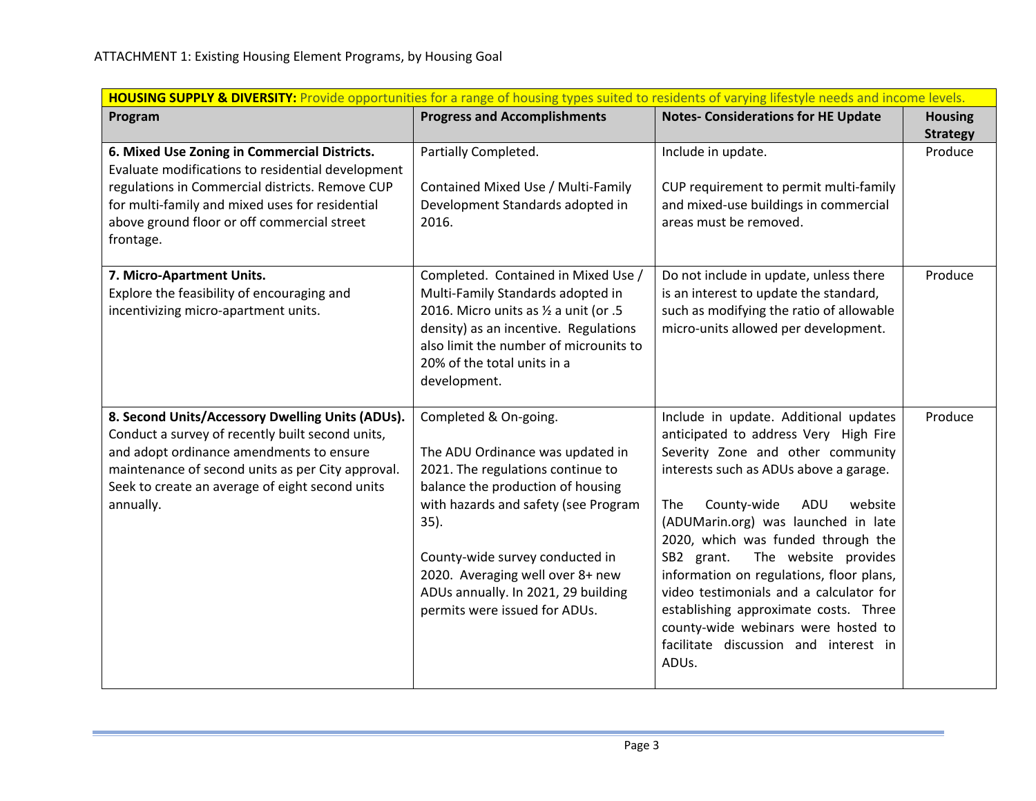ATTACHMENT 1: Existing Housing Element Programs, by Housing Goal

| **HOUSING SUPPLY & DIVERSITY:** Provide opportunities for a range of housing types suited to residents of varying lifestyle needs and income levels. | | | |
|---|---|---|---|
| **Program** | **Progress and Accomplishments** | **Notes- Considerations for HE Update** | **Housing Strategy** |
| **6. Mixed Use Zoning in Commercial Districts.** Evaluate modifications to residential development regulations in Commercial districts. Remove CUP for multi-family and mixed uses for residential above ground floor or off commercial street frontage. | Partially Completed.<br><br>Contained Mixed Use / Multi-Family Development Standards adopted in 2016. | Include in update.<br><br>CUP requirement to permit multi-family and mixed-use buildings in commercial areas must be removed. | Produce |
| **7. Micro-Apartment Units.** Explore the feasibility of encouraging and incentivizing micro-apartment units. | Completed. Contained in Mixed Use / Multi-Family Standards adopted in 2016. Micro units as ½ a unit (or .5 density) as an incentive. Regulations also limit the number of microunits to 20% of the total units in a development. | Do not include in update, unless there is an interest to update the standard, such as modifying the ratio of allowable micro-units allowed per development. | Produce |
| **8. Second Units/Accessory Dwelling Units (ADUs).** Conduct a survey of recently built second units, and adopt ordinance amendments to ensure maintenance of second units as per City approval. Seek to create an average of eight second units annually. | Completed & On-going.<br><br>The ADU Ordinance was updated in 2021. The regulations continue to balance the production of housing with hazards and safety (see Program 35).<br><br>County-wide survey conducted in 2020. Averaging well over 8+ new ADUs annually. In 2021, 29 building permits were issued for ADUs. | Include in update. Additional updates anticipated to address Very High Fire Severity Zone and other community interests such as ADUs above a garage.<br><br>The County-wide ADU website (ADUMarin.org) was launched in late 2020, which was funded through the SB2 grant. The website provides information on regulations, floor plans, video testimonials and a calculator for establishing approximate costs. Three county-wide webinars were hosted to facilitate discussion and interest in ADUs. | Produce |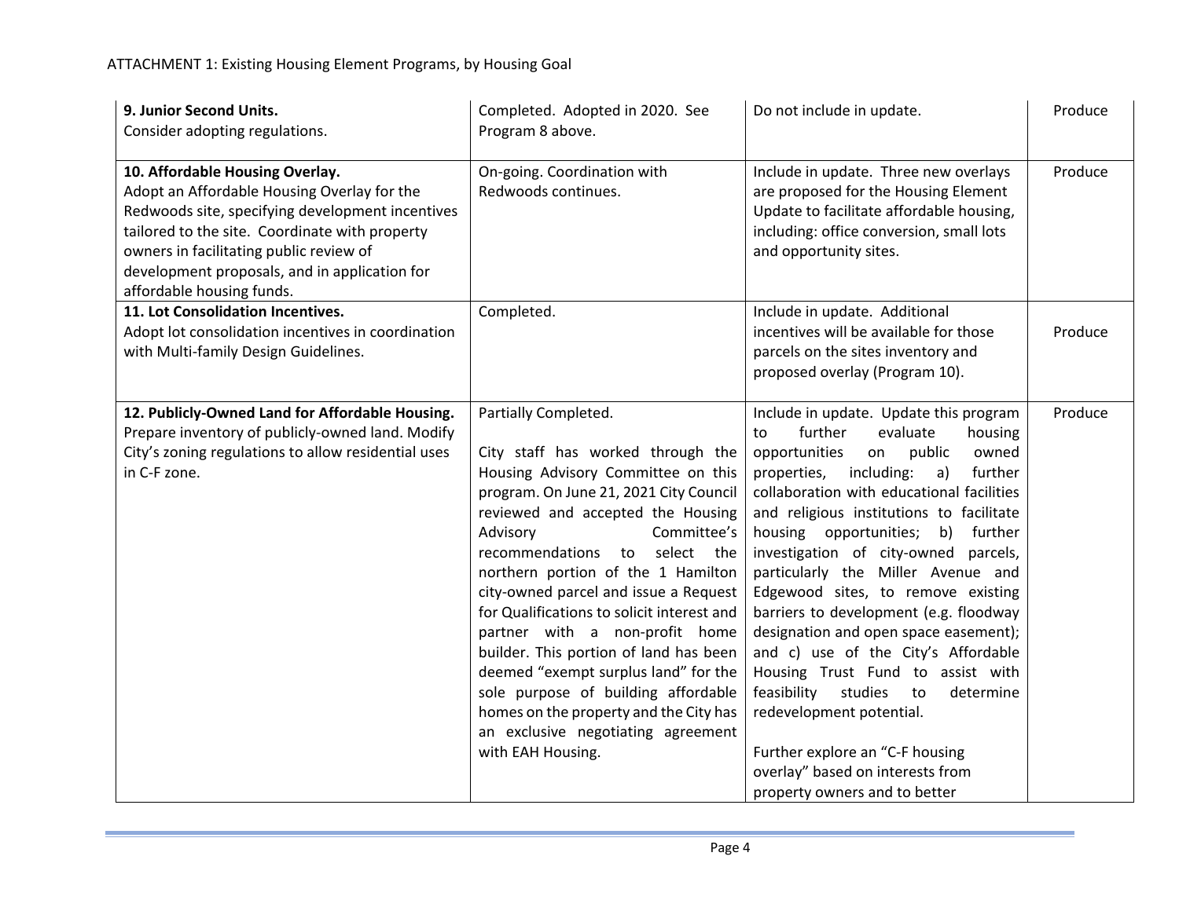ATTACHMENT 1: Existing Housing Element Programs, by Housing Goal

| | | | |
|---|---|---|---|
| **9. Junior Second Units.** Consider adopting regulations. | Completed. Adopted in 2020. See Program 8 above. | Do not include in update. | Produce |
| **10. Affordable Housing Overlay.** Adopt an Affordable Housing Overlay for the Redwoods site, specifying development incentives tailored to the site. Coordinate with property owners in facilitating public review of development proposals, and in application for affordable housing funds. | On-going. Coordination with Redwoods continues. | Include in update. Three new overlays are proposed for the Housing Element Update to facilitate affordable housing, including: office conversion, small lots and opportunity sites. | Produce |
| **11. Lot Consolidation Incentives.** Adopt lot consolidation incentives in coordination with Multi-family Design Guidelines. | Completed. | Include in update. Additional incentives will be available for those parcels on the sites inventory and proposed overlay (Program 10). | Produce |
| **12. Publicly-Owned Land for Affordable Housing.** Prepare inventory of publicly-owned land. Modify City's zoning regulations to allow residential uses in C-F zone. | Partially Completed.<br><br>City staff has worked through the Housing Advisory Committee on this program. On June 21, 2021 City Council reviewed and accepted the Housing Advisory Committee's recommendations to select the northern portion of the 1 Hamilton city-owned parcel and issue a Request for Qualifications to solicit interest and partner with a non-profit home builder. This portion of land has been deemed "exempt surplus land" for the sole purpose of building affordable homes on the property and the City has an exclusive negotiating agreement with EAH Housing. | Include in update. Update this program to further evaluate housing opportunities on public owned properties, including: a) further collaboration with educational facilities and religious institutions to facilitate housing opportunities; b) further investigation of city-owned parcels, particularly the Miller Avenue and Edgewood sites, to remove existing barriers to development (e.g. floodway designation and open space easement); and c) use of the City's Affordable Housing Trust Fund to assist with feasibility studies to determine redevelopment potential.<br><br>Further explore an "C-F housing overlay" based on interests from property owners and to better | Produce |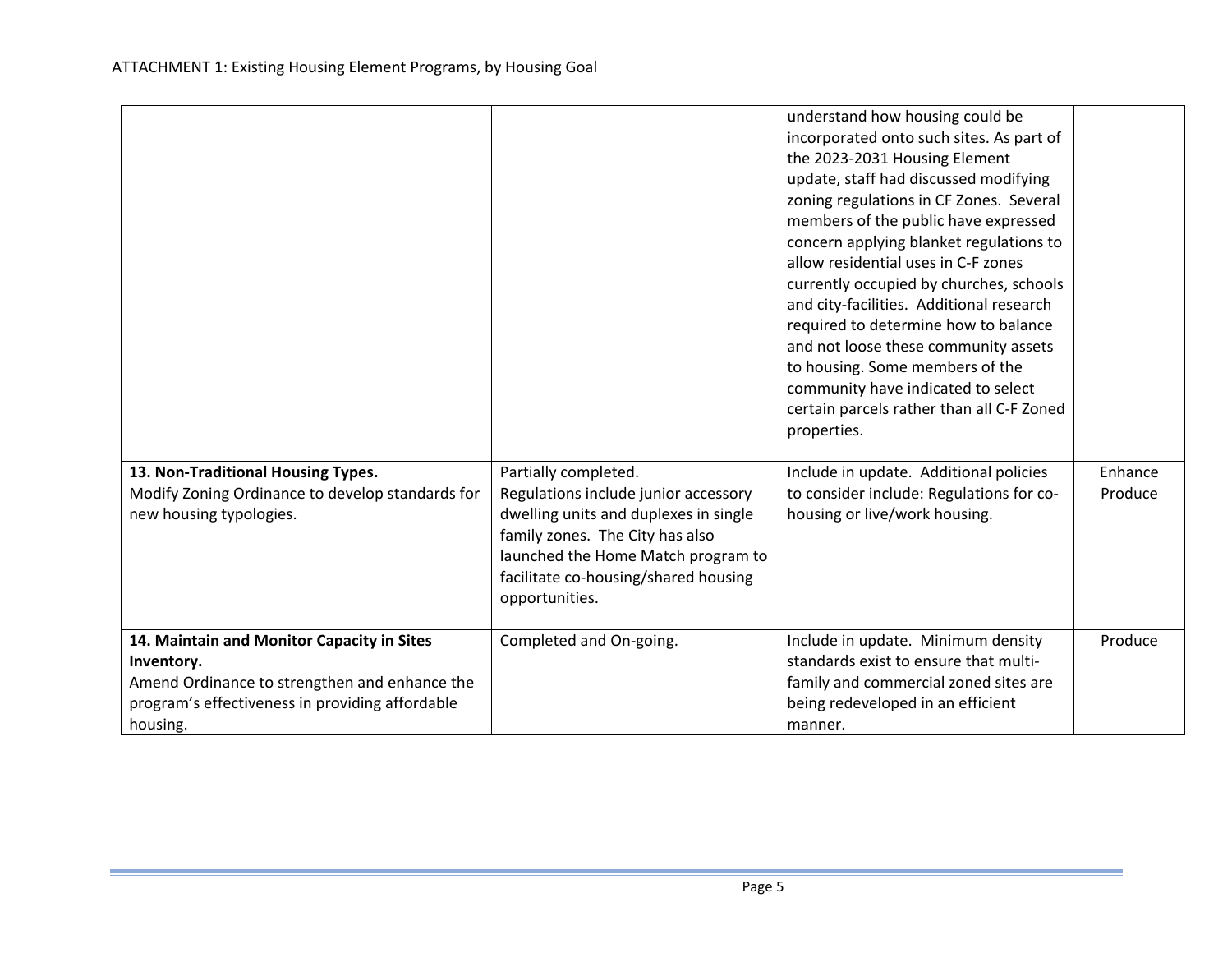| | | | |
|---|---|---|---|
| | | understand how housing could be incorporated onto such sites. As part of the 2023-2031 Housing Element update, staff had discussed modifying zoning regulations in CF Zones. Several members of the public have expressed concern applying blanket regulations to allow residential uses in C-F zones currently occupied by churches, schools and city-facilities. Additional research required to determine how to balance and not loose these community assets to housing. Some members of the community have indicated to select certain parcels rather than all C-F Zoned properties. | |
| **13. Non-Traditional Housing Types.** Modify Zoning Ordinance to develop standards for new housing typologies. | Partially completed. Regulations include junior accessory dwelling units and duplexes in single family zones. The City has also launched the Home Match program to facilitate co-housing/shared housing opportunities. | Include in update. Additional policies to consider include: Regulations for co-housing or live/work housing. | Enhance Produce |
| **14. Maintain and Monitor Capacity in Sites Inventory.** Amend Ordinance to strengthen and enhance the program's effectiveness in providing affordable housing. | Completed and On-going. | Include in update. Minimum density standards exist to ensure that multi-family and commercial zoned sites are being redeveloped in an efficient manner. | Produce |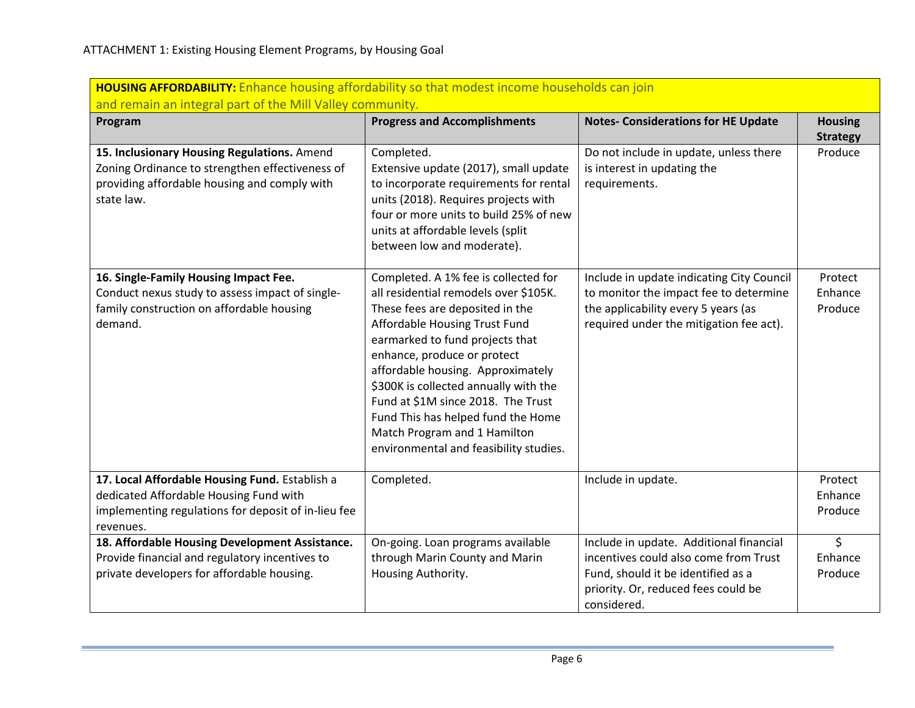ATTACHMENT 1: Existing Housing Element Programs, by Housing Goal

| **HOUSING AFFORDABILITY:** Enhance housing affordability so that modest income households can join and remain an integral part of the Mill Valley community. | | | |
|---|---|---|---|
| **Program** | **Progress and Accomplishments** | **Notes- Considerations for HE Update** | **Housing Strategy** |
| **15. Inclusionary Housing Regulations.** Amend Zoning Ordinance to strengthen effectiveness of providing affordable housing and comply with state law. | Completed.<br>Extensive update (2017), small update to incorporate requirements for rental units (2018). Requires projects with four or more units to build 25% of new units at affordable levels (split between low and moderate). | Do not include in update, unless there is interest in updating the requirements. | Produce |
| **16. Single-Family Housing Impact Fee.** Conduct nexus study to assess impact of single-family construction on affordable housing demand. | Completed. A 1% fee is collected for all residential remodels over $105K. These fees are deposited in the Affordable Housing Trust Fund earmarked to fund projects that enhance, produce or protect affordable housing. Approximately $300K is collected annually with the Fund at $1M since 2018. The Trust Fund This has helped fund the Home Match Program and 1 Hamilton environmental and feasibility studies. | Include in update indicating City Council to monitor the impact fee to determine the applicability every 5 years (as required under the mitigation fee act). | Protect<br>Enhance<br>Produce |
| **17. Local Affordable Housing Fund.** Establish a dedicated Affordable Housing Fund with implementing regulations for deposit of in-lieu fee revenues. | Completed. | Include in update. | Protect<br>Enhance<br>Produce |
| **18. Affordable Housing Development Assistance.** Provide financial and regulatory incentives to private developers for affordable housing. | On-going. Loan programs available through Marin County and Marin Housing Authority. | Include in update. Additional financial incentives could also come from Trust Fund, should it be identified as a priority. Or, reduced fees could be considered. | $<br>Enhance<br>Produce |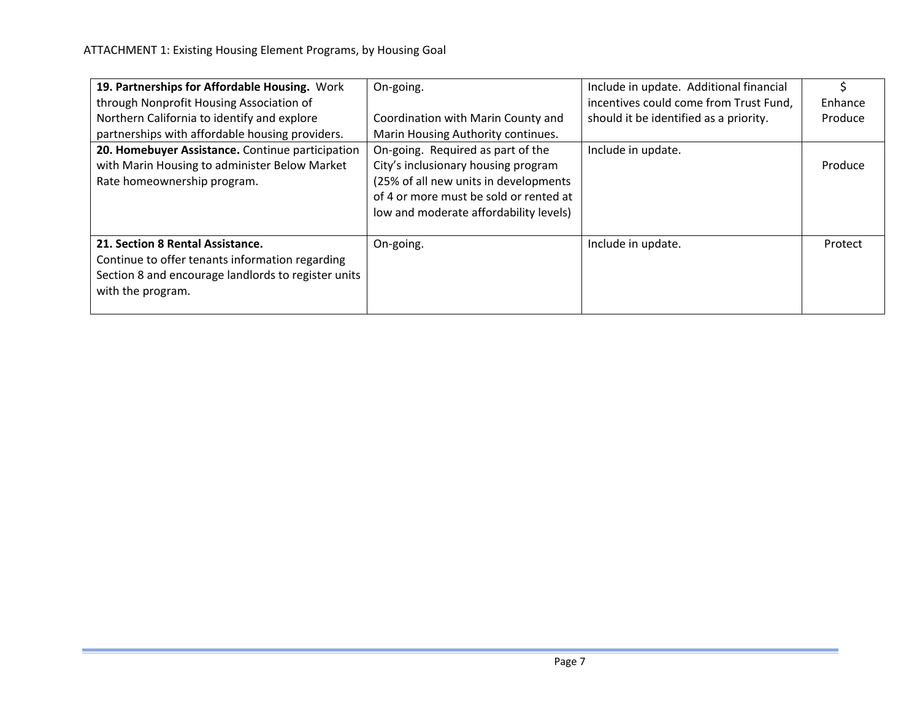| **19. Partnerships for Affordable Housing.** Work through Nonprofit Housing Association of Northern California to identify and explore partnerships with affordable housing providers. | On-going.<br><br>Coordination with Marin County and Marin Housing Authority continues. | Include in update. Additional financial incentives could come from Trust Fund, should it be identified as a priority. | $<br>Enhance<br>Produce |
|---|---|---|---|
| **20. Homebuyer Assistance.** Continue participation with Marin Housing to administer Below Market Rate homeownership program. | On-going. Required as part of the City's inclusionary housing program (25% of all new units in developments of 4 or more must be sold or rented at low and moderate affordability levels) | Include in update. | Produce |
| **21. Section 8 Rental Assistance.** Continue to offer tenants information regarding Section 8 and encourage landlords to register units with the program. | On-going. | Include in update. | Protect |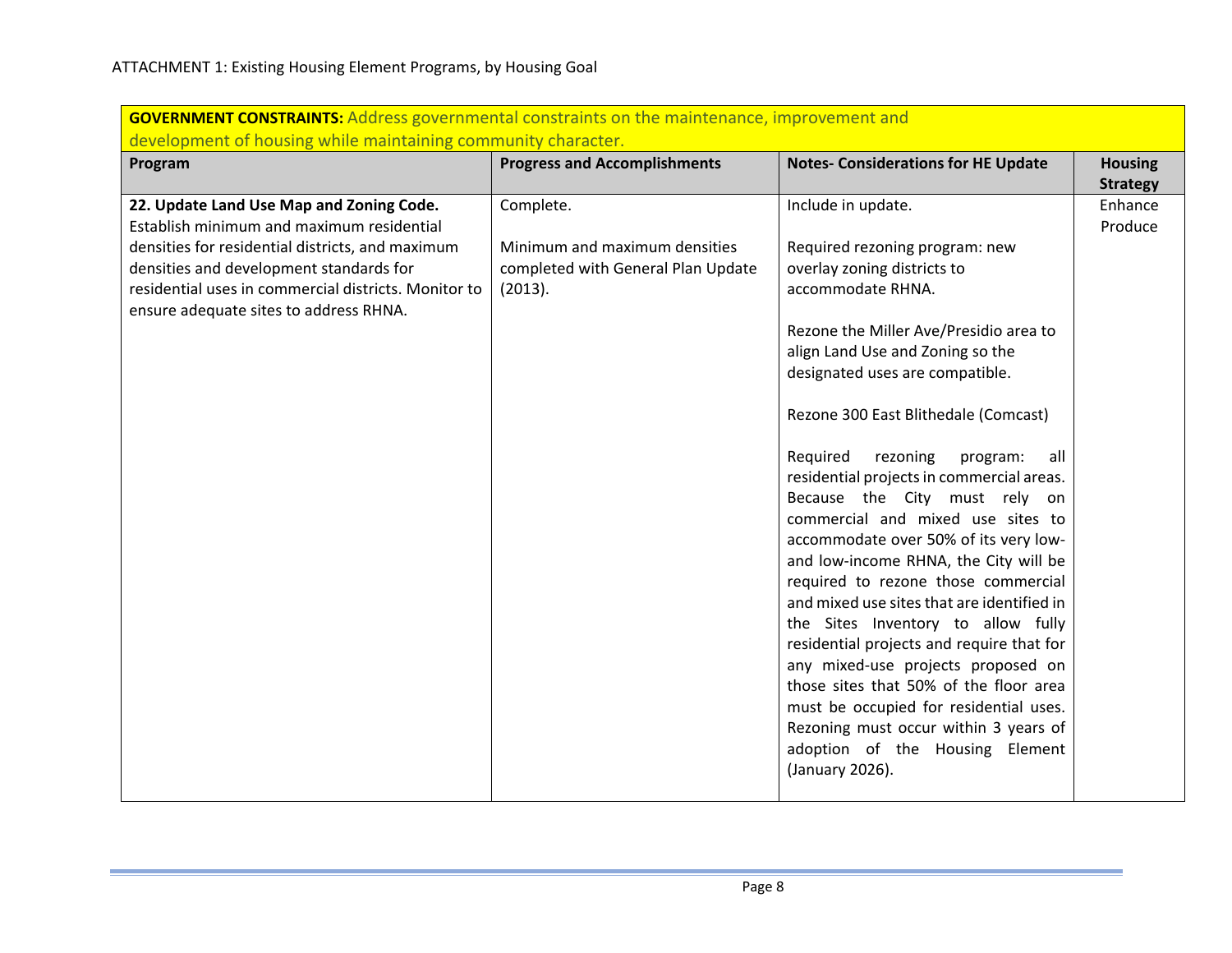ATTACHMENT 1: Existing Housing Element Programs, by Housing Goal

| **GOVERNMENT CONSTRAINTS:** Address governmental constraints on the maintenance, improvement and development of housing while maintaining community character. | | | |
|---|---|---|---|
| **Program** | **Progress and Accomplishments** | **Notes- Considerations for HE Update** | **Housing Strategy** |
| **22. Update Land Use Map and Zoning Code.** Establish minimum and maximum residential densities for residential districts, and maximum densities and development standards for residential uses in commercial districts. Monitor to ensure adequate sites to address RHNA. | Complete.<br><br>Minimum and maximum densities completed with General Plan Update (2013). | Include in update.<br><br>Required rezoning program: new overlay zoning districts to accommodate RHNA.<br><br>Rezone the Miller Ave/Presidio area to align Land Use and Zoning so the designated uses are compatible.<br><br>Rezone 300 East Blithedale (Comcast)<br><br>Required rezoning program: all residential projects in commercial areas. Because the City must rely on commercial and mixed use sites to accommodate over 50% of its very low- and low-income RHNA, the City will be required to rezone those commercial and mixed use sites that are identified in the Sites Inventory to allow fully residential projects and require that for any mixed-use projects proposed on those sites that 50% of the floor area must be occupied for residential uses. Rezoning must occur within 3 years of adoption of the Housing Element (January 2026). | Enhance<br>Produce |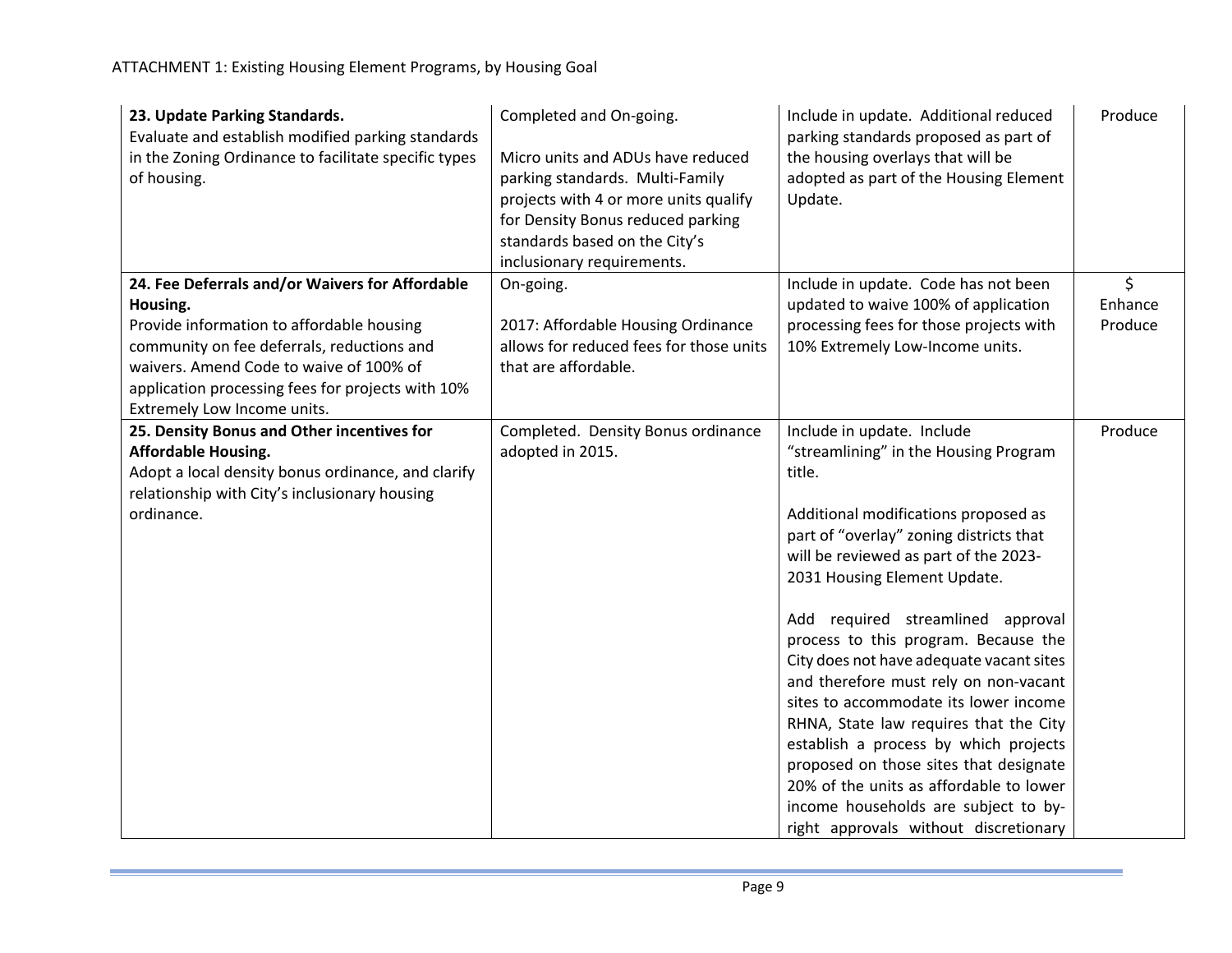| | | | |
|---|---|---|---|
| **23. Update Parking Standards.** Evaluate and establish modified parking standards in the Zoning Ordinance to facilitate specific types of housing. | Completed and On-going.<br><br>Micro units and ADUs have reduced parking standards. Multi-Family projects with 4 or more units qualify for Density Bonus reduced parking standards based on the City's inclusionary requirements. | Include in update. Additional reduced parking standards proposed as part of the housing overlays that will be adopted as part of the Housing Element Update. | Produce |
| **24. Fee Deferrals and/or Waivers for Affordable Housing.** Provide information to affordable housing community on fee deferrals, reductions and waivers. Amend Code to waive of 100% of application processing fees for projects with 10% Extremely Low Income units. | On-going.<br><br>2017: Affordable Housing Ordinance allows for reduced fees for those units that are affordable. | Include in update. Code has not been updated to waive 100% of application processing fees for those projects with 10% Extremely Low-Income units. | $<br>Enhance<br>Produce |
| **25. Density Bonus and Other incentives for Affordable Housing.** Adopt a local density bonus ordinance, and clarify relationship with City's inclusionary housing ordinance. | Completed. Density Bonus ordinance adopted in 2015. | Include in update. Include "streamlining" in the Housing Program title.<br><br>Additional modifications proposed as part of "overlay" zoning districts that will be reviewed as part of the 2023-2031 Housing Element Update.<br><br>Add required streamlined approval process to this program. Because the City does not have adequate vacant sites and therefore must rely on non-vacant sites to accommodate its lower income RHNA, State law requires that the City establish a process by which projects proposed on those sites that designate 20% of the units as affordable to lower income households are subject to by-right approvals without discretionary | Produce |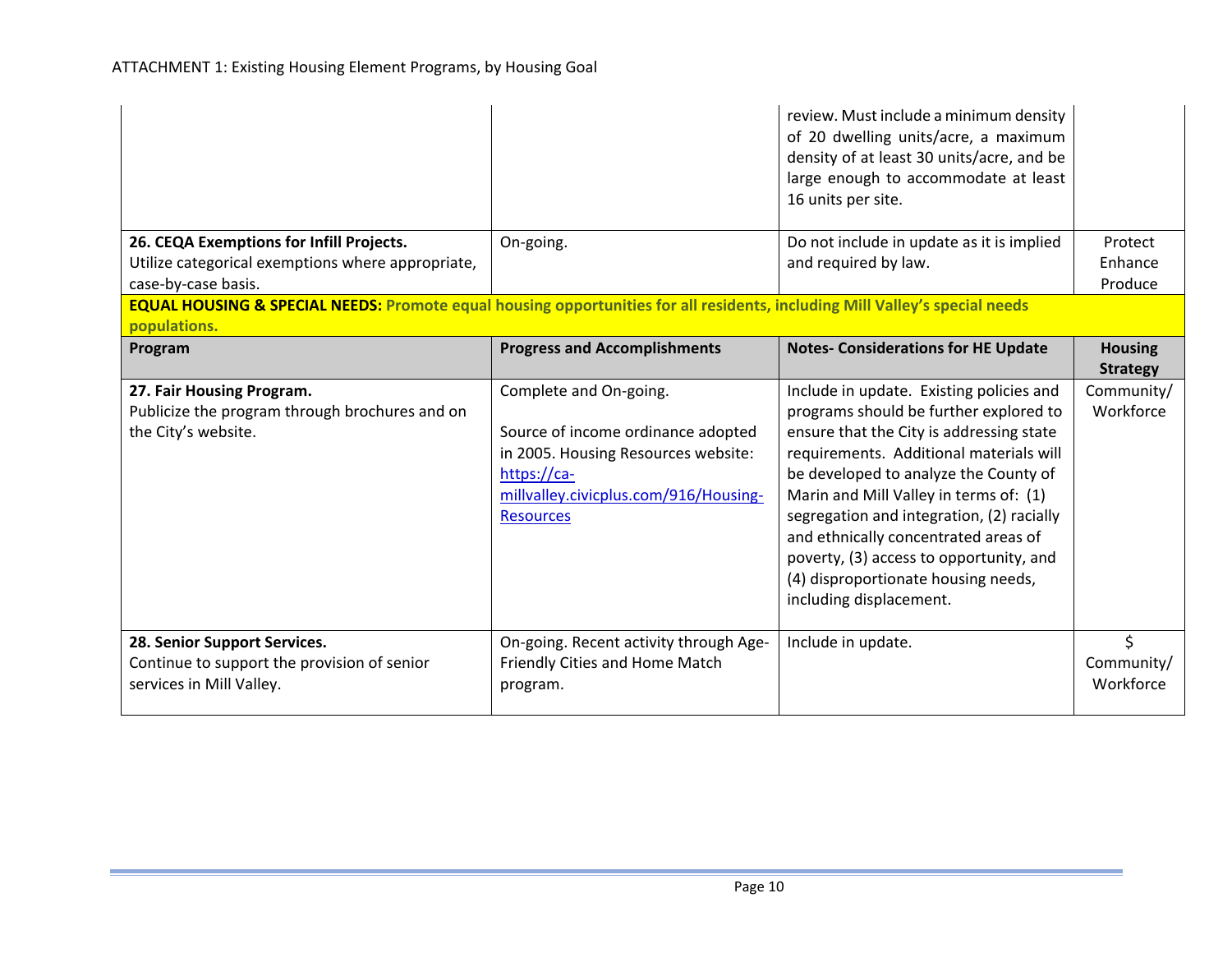| | | review. Must include a minimum density of 20 dwelling units/acre, a maximum density of at least 30 units/acre, and be large enough to accommodate at least 16 units per site. | |
|---|---|---|---|
| **26. CEQA Exemptions for Infill Projects.** Utilize categorical exemptions where appropriate, case-by-case basis. | On-going. | Do not include in update as it is implied and required by law. | Protect Enhance Produce |
| **EQUAL HOUSING & SPECIAL NEEDS: Promote equal housing opportunities for all residents, including Mill Valley's special needs populations.** | | | |
| **Program** | **Progress and Accomplishments** | **Notes- Considerations for HE Update** | **Housing Strategy** |
| **27. Fair Housing Program.** Publicize the program through brochures and on the City's website. | Complete and On-going.<br><br>Source of income ordinance adopted in 2005. Housing Resources website: [https://ca-millvalley.civicplus.com/916/Housing-Resources](https://ca-millvalley.civicplus.com/916/Housing-Resources) | Include in update. Existing policies and programs should be further explored to ensure that the City is addressing state requirements. Additional materials will be developed to analyze the County of Marin and Mill Valley in terms of: (1) segregation and integration, (2) racially and ethnically concentrated areas of poverty, (3) access to opportunity, and (4) disproportionate housing needs, including displacement. | Community/ Workforce |
| **28. Senior Support Services.** Continue to support the provision of senior services in Mill Valley. | On-going. Recent activity through Age-Friendly Cities and Home Match program. | Include in update. | $ Community/ Workforce |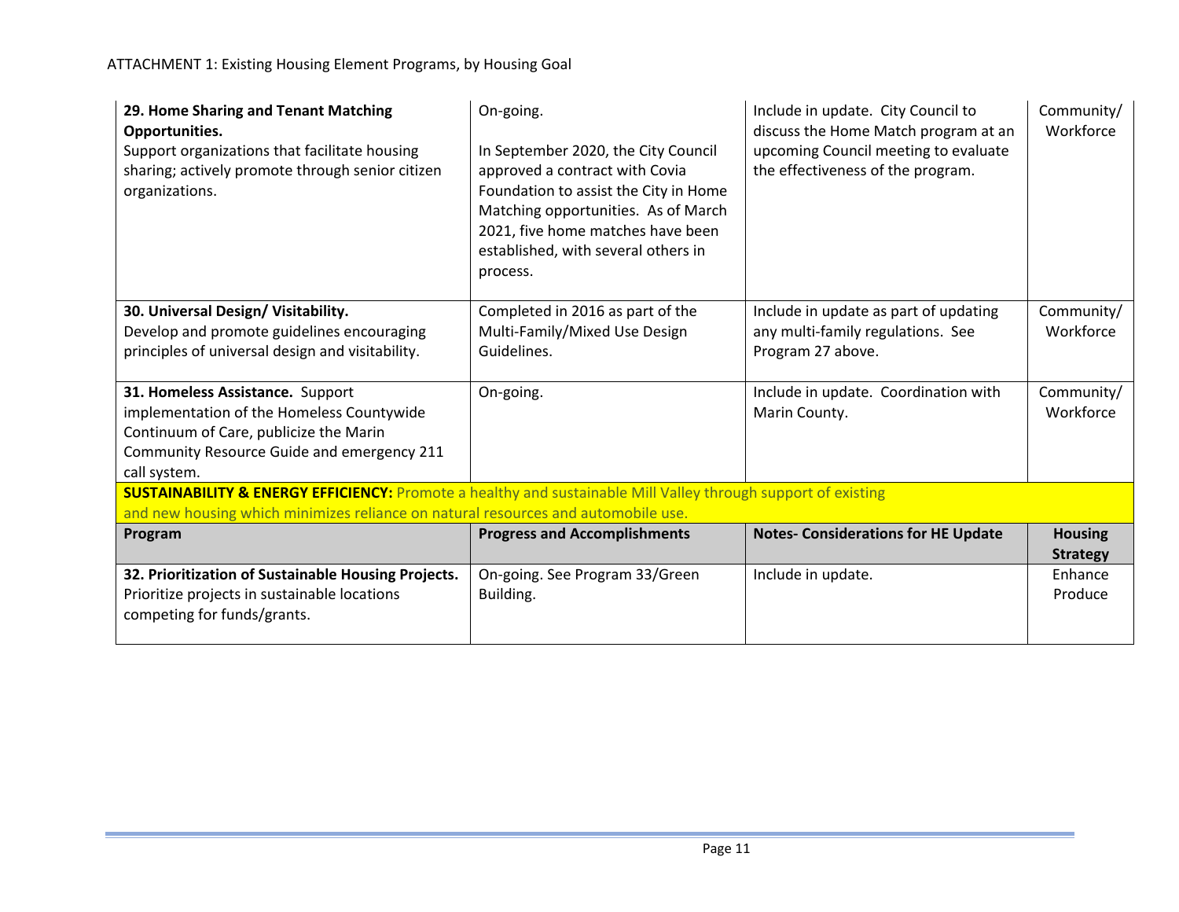ATTACHMENT 1: Existing Housing Element Programs, by Housing Goal

| | | | |
|---|---|---|---|
| **29. Home Sharing and Tenant Matching Opportunities.** Support organizations that facilitate housing sharing; actively promote through senior citizen organizations. | On-going. In September 2020, the City Council approved a contract with Covia Foundation to assist the City in Home Matching opportunities. As of March 2021, five home matches have been established, with several others in process. | Include in update. City Council to discuss the Home Match program at an upcoming Council meeting to evaluate the effectiveness of the program. | Community/ Workforce |
| **30. Universal Design/ Visitability.** Develop and promote guidelines encouraging principles of universal design and visitability. | Completed in 2016 as part of the Multi-Family/Mixed Use Design Guidelines. | Include in update as part of updating any multi-family regulations. See Program 27 above. | Community/ Workforce |
| **31. Homeless Assistance.** Support implementation of the Homeless Countywide Continuum of Care, publicize the Marin Community Resource Guide and emergency 211 call system. | On-going. | Include in update. Coordination with Marin County. | Community/ Workforce |
| **SUSTAINABILITY & ENERGY EFFICIENCY:** Promote a healthy and sustainable Mill Valley through support of existing and new housing which minimizes reliance on natural resources and automobile use. | | | |
| **Program** | **Progress and Accomplishments** | **Notes- Considerations for HE Update** | **Housing Strategy** |
| **32. Prioritization of Sustainable Housing Projects.** Prioritize projects in sustainable locations competing for funds/grants. | On-going. See Program 33/Green Building. | Include in update. | Enhance Produce |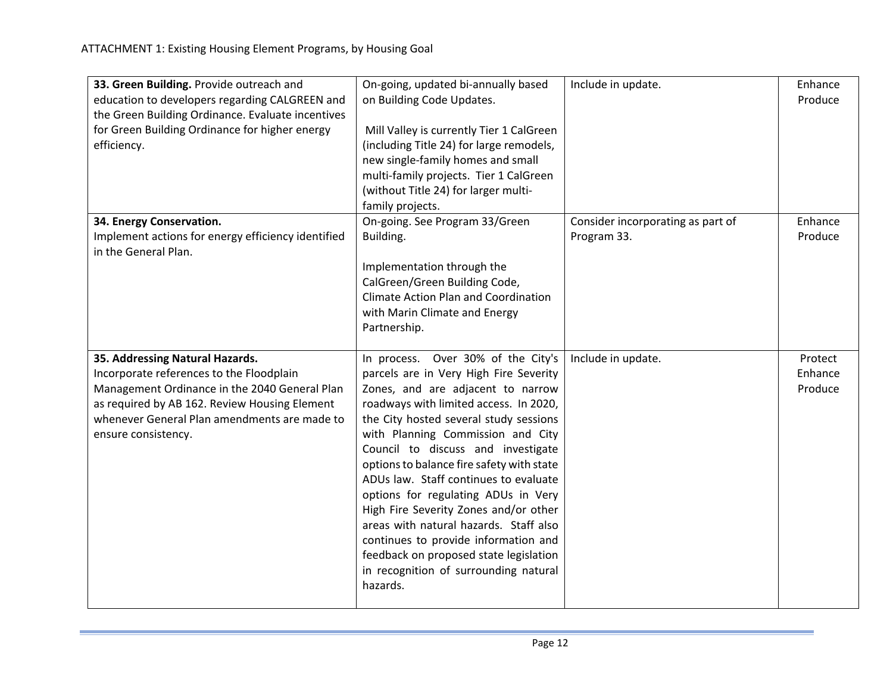ATTACHMENT 1: Existing Housing Element Programs, by Housing Goal

| | | | |
|---|---|---|---|
| **33. Green Building.** Provide outreach and education to developers regarding CALGREEN and the Green Building Ordinance. Evaluate incentives for Green Building Ordinance for higher energy efficiency. | On-going, updated bi-annually based on Building Code Updates.<br><br>Mill Valley is currently Tier 1 CalGreen (including Title 24) for large remodels, new single-family homes and small multi-family projects. Tier 1 CalGreen (without Title 24) for larger multi-family projects. | Include in update. | Enhance<br>Produce |
| **34. Energy Conservation.**<br>Implement actions for energy efficiency identified in the General Plan. | On-going. See Program 33/Green Building.<br><br>Implementation through the CalGreen/Green Building Code, Climate Action Plan and Coordination with Marin Climate and Energy Partnership. | Consider incorporating as part of Program 33. | Enhance<br>Produce |
| **35. Addressing Natural Hazards.**<br>Incorporate references to the Floodplain Management Ordinance in the 2040 General Plan as required by AB 162. Review Housing Element whenever General Plan amendments are made to ensure consistency. | In process. Over 30% of the City's parcels are in Very High Fire Severity Zones, and are adjacent to narrow roadways with limited access. In 2020, the City hosted several study sessions with Planning Commission and City Council to discuss and investigate options to balance fire safety with state ADUs law. Staff continues to evaluate options for regulating ADUs in Very High Fire Severity Zones and/or other areas with natural hazards. Staff also continues to provide information and feedback on proposed state legislation in recognition of surrounding natural hazards. | Include in update. | Protect<br>Enhance<br>Produce |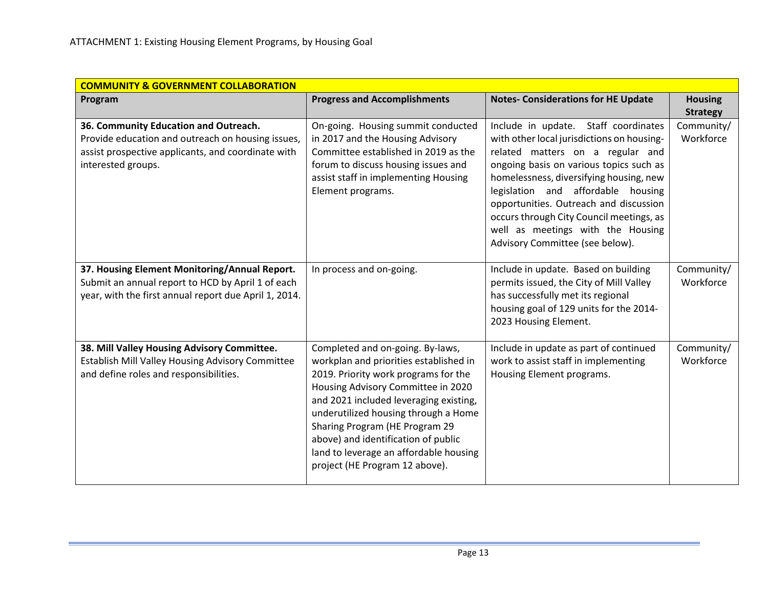ATTACHMENT 1: Existing Housing Element Programs, by Housing Goal

| COMMUNITY & GOVERNMENT COLLABORATION | | | |
|---|---|---|---|
| **Program** | **Progress and Accomplishments** | **Notes- Considerations for HE Update** | **Housing Strategy** |
| **36. Community Education and Outreach.** Provide education and outreach on housing issues, assist prospective applicants, and coordinate with interested groups. | On-going. Housing summit conducted in 2017 and the Housing Advisory Committee established in 2019 as the forum to discuss housing issues and assist staff in implementing Housing Element programs. | Include in update. Staff coordinates with other local jurisdictions on housing-related matters on a regular and ongoing basis on various topics such as homelessness, diversifying housing, new legislation and affordable housing opportunities. Outreach and discussion occurs through City Council meetings, as well as meetings with the Housing Advisory Committee (see below). | Community/ Workforce |
| **37. Housing Element Monitoring/Annual Report.** Submit an annual report to HCD by April 1 of each year, with the first annual report due April 1, 2014. | In process and on-going. | Include in update. Based on building permits issued, the City of Mill Valley has successfully met its regional housing goal of 129 units for the 2014-2023 Housing Element. | Community/ Workforce |
| **38. Mill Valley Housing Advisory Committee.** Establish Mill Valley Housing Advisory Committee and define roles and responsibilities. | Completed and on-going. By-laws, workplan and priorities established in 2019. Priority work programs for the Housing Advisory Committee in 2020 and 2021 included leveraging existing, underutilized housing through a Home Sharing Program (HE Program 29 above) and identification of public land to leverage an affordable housing project (HE Program 12 above). | Include in update as part of continued work to assist staff in implementing Housing Element programs. | Community/ Workforce |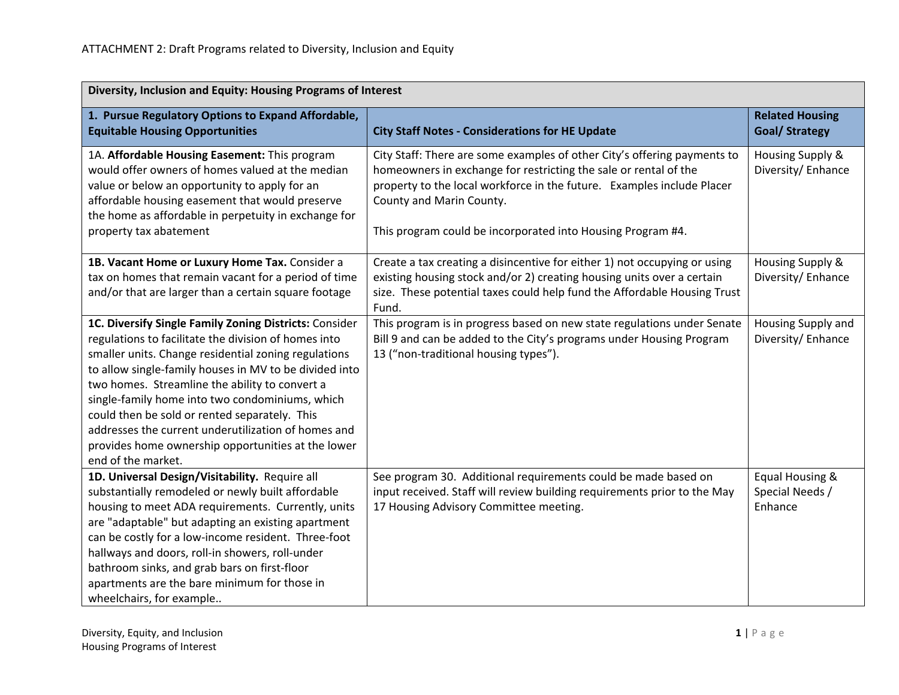ATTACHMENT 2: Draft Programs related to Diversity, Inclusion and Equity

| Diversity, Inclusion and Equity: Housing Programs of Interest | | |
|---|---|---|
| **1. Pursue Regulatory Options to Expand Affordable, Equitable Housing Opportunities** | **City Staff Notes - Considerations for HE Update** | **Related Housing Goal/ Strategy** |
| 1A. **Affordable Housing Easement:** This program would offer owners of homes valued at the median value or below an opportunity to apply for an affordable housing easement that would preserve the home as affordable in perpetuity in exchange for property tax abatement | City Staff: There are some examples of other City's offering payments to homeowners in exchange for restricting the sale or rental of the property to the local workforce in the future. Examples include Placer County and Marin County.<br><br>This program could be incorporated into Housing Program #4. | Housing Supply & Diversity/ Enhance |
| **1B. Vacant Home or Luxury Home Tax.** Consider a tax on homes that remain vacant for a period of time and/or that are larger than a certain square footage | Create a tax creating a disincentive for either 1) not occupying or using existing housing stock and/or 2) creating housing units over a certain size. These potential taxes could help fund the Affordable Housing Trust Fund. | Housing Supply & Diversity/ Enhance |
| **1C. Diversify Single Family Zoning Districts:** Consider regulations to facilitate the division of homes into smaller units. Change residential zoning regulations to allow single-family houses in MV to be divided into two homes. Streamline the ability to convert a single-family home into two condominiums, which could then be sold or rented separately. This addresses the current underutilization of homes and provides home ownership opportunities at the lower end of the market. | This program is in progress based on new state regulations under Senate Bill 9 and can be added to the City's programs under Housing Program 13 ("non-traditional housing types"). | Housing Supply and Diversity/ Enhance |
| **1D. Universal Design/Visitability.** Require all substantially remodeled or newly built affordable housing to meet ADA requirements. Currently, units are "adaptable" but adapting an existing apartment can be costly for a low-income resident. Three-foot hallways and doors, roll-in showers, roll-under bathroom sinks, and grab bars on first-floor apartments are the bare minimum for those in wheelchairs, for example.. | See program 30. Additional requirements could be made based on input received. Staff will review building requirements prior to the May 17 Housing Advisory Committee meeting. | Equal Housing & Special Needs / Enhance |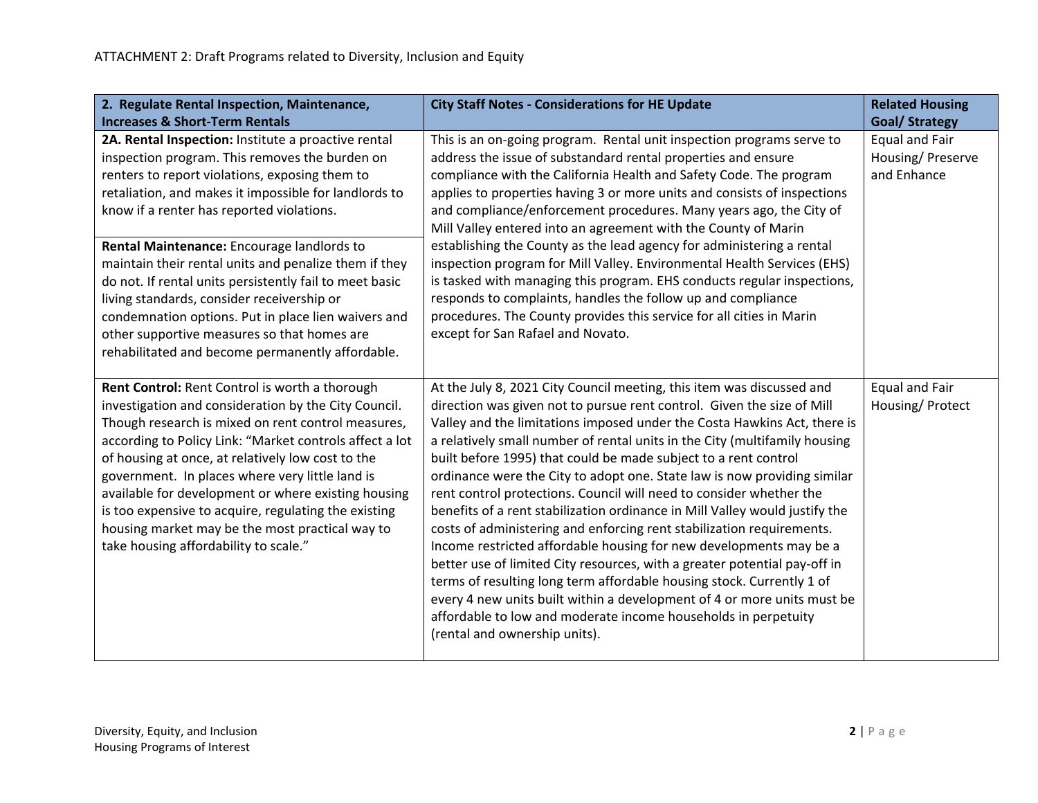ATTACHMENT 2: Draft Programs related to Diversity, Inclusion and Equity

| **2. Regulate Rental Inspection, Maintenance, Increases & Short-Term Rentals** | **City Staff Notes - Considerations for HE Update** | **Related Housing Goal/ Strategy** |
|---|---|---|
| **2A. Rental Inspection:** Institute a proactive rental inspection program. This removes the burden on renters to report violations, exposing them to retaliation, and makes it impossible for landlords to know if a renter has reported violations.<br><br>**Rental Maintenance:** Encourage landlords to maintain their rental units and penalize them if they do not. If rental units persistently fail to meet basic living standards, consider receivership or condemnation options. Put in place lien waivers and other supportive measures so that homes are rehabilitated and become permanently affordable. | This is an on-going program. Rental unit inspection programs serve to address the issue of substandard rental properties and ensure compliance with the California Health and Safety Code. The program applies to properties having 3 or more units and consists of inspections and compliance/enforcement procedures. Many years ago, the City of Mill Valley entered into an agreement with the County of Marin establishing the County as the lead agency for administering a rental inspection program for Mill Valley. Environmental Health Services (EHS) is tasked with managing this program. EHS conducts regular inspections, responds to complaints, handles the follow up and compliance procedures. The County provides this service for all cities in Marin except for San Rafael and Novato. | Equal and Fair Housing/ Preserve and Enhance |
| **Rent Control:** Rent Control is worth a thorough investigation and consideration by the City Council. Though research is mixed on rent control measures, according to Policy Link: "Market controls affect a lot of housing at once, at relatively low cost to the government. In places where very little land is available for development or where existing housing is too expensive to acquire, regulating the existing housing market may be the most practical way to take housing affordability to scale." | At the July 8, 2021 City Council meeting, this item was discussed and direction was given not to pursue rent control. Given the size of Mill Valley and the limitations imposed under the Costa Hawkins Act, there is a relatively small number of rental units in the City (multifamily housing built before 1995) that could be made subject to a rent control ordinance were the City to adopt one. State law is now providing similar rent control protections. Council will need to consider whether the benefits of a rent stabilization ordinance in Mill Valley would justify the costs of administering and enforcing rent stabilization requirements. Income restricted affordable housing for new developments may be a better use of limited City resources, with a greater potential pay-off in terms of resulting long term affordable housing stock. Currently 1 of every 4 new units built within a development of 4 or more units must be affordable to low and moderate income households in perpetuity (rental and ownership units). | Equal and Fair Housing/ Protect |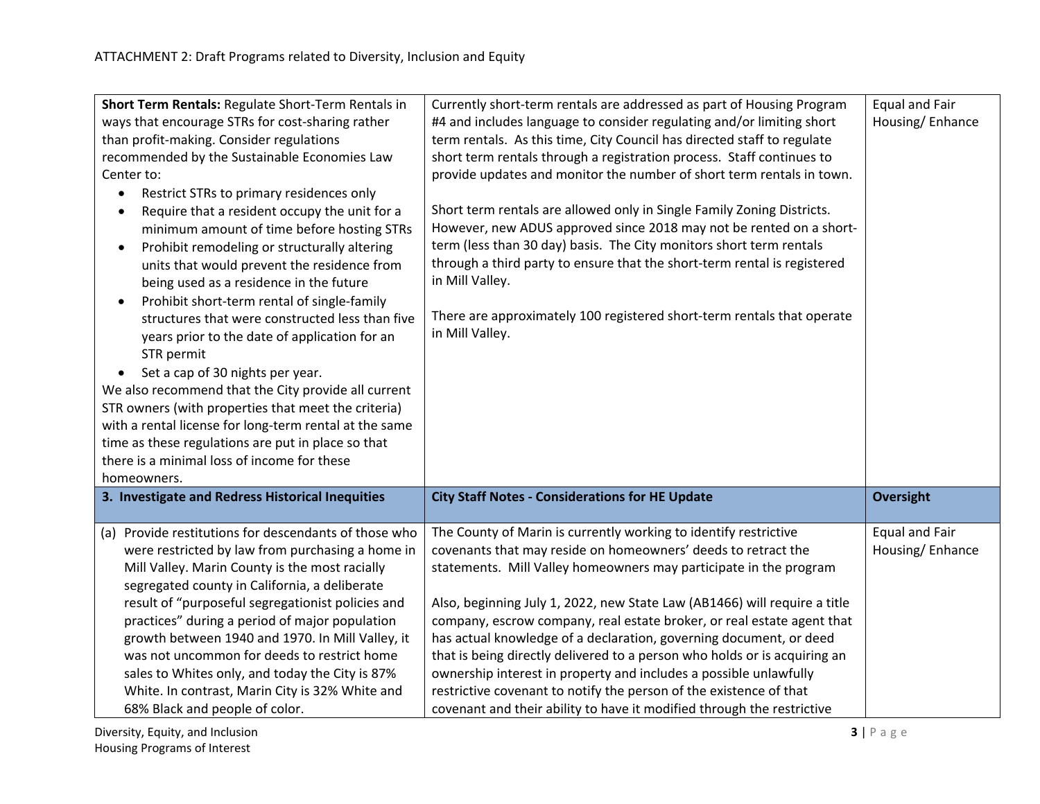ATTACHMENT 2: Draft Programs related to Diversity, Inclusion and Equity

| | | |
|---|---|---|
| **Short Term Rentals:** Regulate Short-Term Rentals in ways that encourage STRs for cost-sharing rather than profit-making. Consider regulations recommended by the Sustainable Economies Law Center to:<br>• Restrict STRs to primary residences only<br>• Require that a resident occupy the unit for a minimum amount of time before hosting STRs<br>• Prohibit remodeling or structurally altering units that would prevent the residence from being used as a residence in the future<br>• Prohibit short-term rental of single-family structures that were constructed less than five years prior to the date of application for an STR permit<br>• Set a cap of 30 nights per year.<br>We also recommend that the City provide all current STR owners (with properties that meet the criteria) with a rental license for long-term rental at the same time as these regulations are put in place so that there is a minimal loss of income for these homeowners. | Currently short-term rentals are addressed as part of Housing Program #4 and includes language to consider regulating and/or limiting short term rentals. As this time, City Council has directed staff to regulate short term rentals through a registration process. Staff continues to provide updates and monitor the number of short term rentals in town.<br><br>Short term rentals are allowed only in Single Family Zoning Districts. However, new ADUS approved since 2018 may not be rented on a short-term (less than 30 day) basis. The City monitors short term rentals through a third party to ensure that the short-term rental is registered in Mill Valley.<br><br>There are approximately 100 registered short-term rentals that operate in Mill Valley. | Equal and Fair Housing/ Enhance |
| **3. Investigate and Redress Historical Inequities** | **City Staff Notes - Considerations for HE Update** | **Oversight** |
| (a) Provide restitutions for descendants of those who were restricted by law from purchasing a home in Mill Valley. Marin County is the most racially segregated county in California, a deliberate result of "purposeful segregationist policies and practices" during a period of major population growth between 1940 and 1970. In Mill Valley, it was not uncommon for deeds to restrict home sales to Whites only, and today the City is 87% White. In contrast, Marin City is 32% White and 68% Black and people of color. | The County of Marin is currently working to identify restrictive covenants that may reside on homeowners' deeds to retract the statements. Mill Valley homeowners may participate in the program<br><br>Also, beginning July 1, 2022, new State Law (AB1466) will require a title company, escrow company, real estate broker, or real estate agent that has actual knowledge of a declaration, governing document, or deed that is being directly delivered to a person who holds or is acquiring an ownership interest in property and includes a possible unlawfully restrictive covenant to notify the person of the existence of that covenant and their ability to have it modified through the restrictive | Equal and Fair Housing/ Enhance |

Diversity, Equity, and Inclusion
Housing Programs of Interest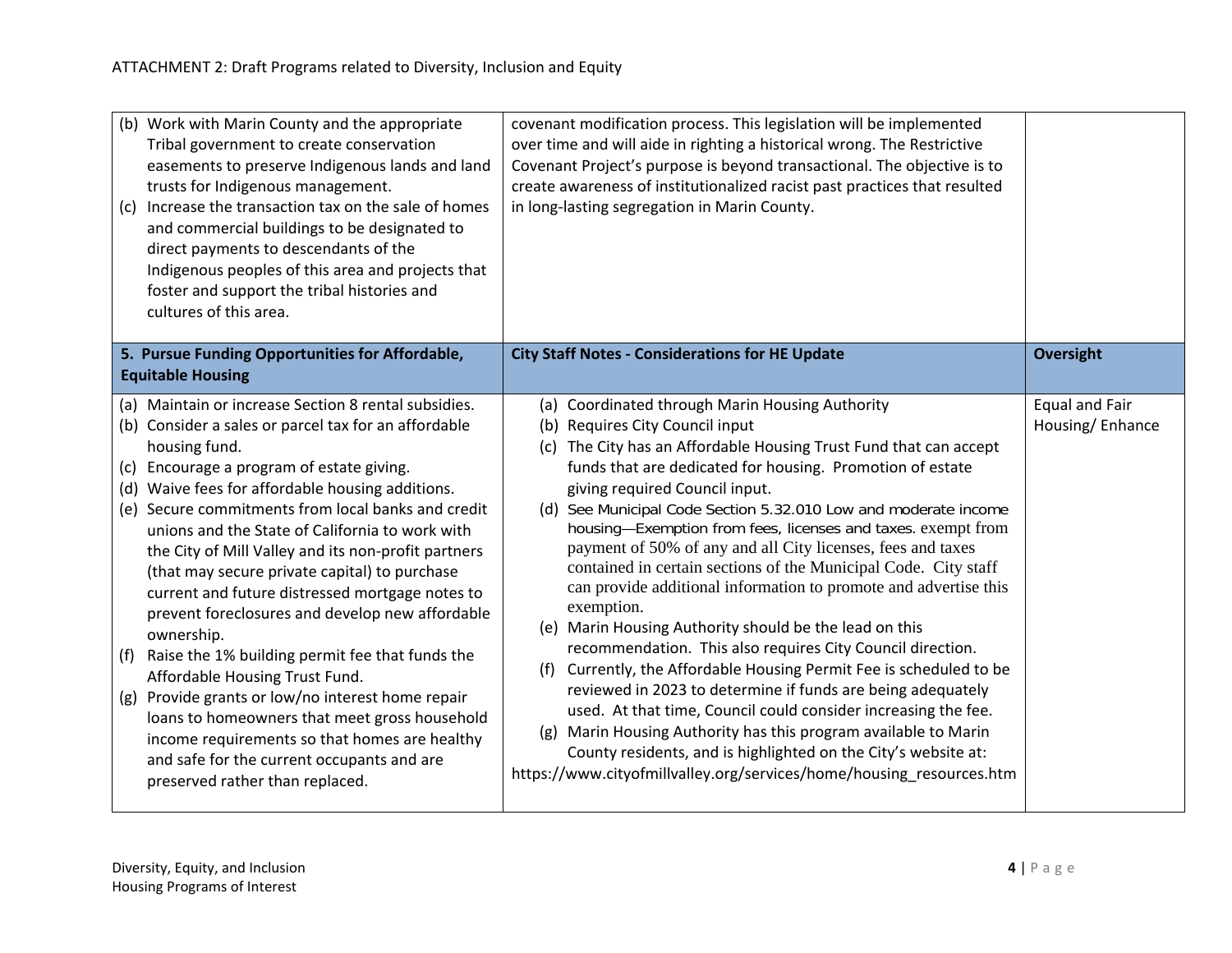ATTACHMENT 2: Draft Programs related to Diversity, Inclusion and Equity

| | | |
|---|---|---|
| (b) Work with Marin County and the appropriate Tribal government to create conservation easements to preserve Indigenous lands and land trusts for Indigenous management.<br>(c) Increase the transaction tax on the sale of homes and commercial buildings to be designated to direct payments to descendants of the Indigenous peoples of this area and projects that foster and support the tribal histories and cultures of this area. | covenant modification process. This legislation will be implemented over time and will aide in righting a historical wrong. The Restrictive Covenant Project's purpose is beyond transactional. The objective is to create awareness of institutionalized racist past practices that resulted in long-lasting segregation in Marin County. | |
| **5. Pursue Funding Opportunities for Affordable, Equitable Housing** | **City Staff Notes - Considerations for HE Update** | **Oversight** |
| (a) Maintain or increase Section 8 rental subsidies.<br>(b) Consider a sales or parcel tax for an affordable housing fund.<br>(c) Encourage a program of estate giving.<br>(d) Waive fees for affordable housing additions.<br>(e) Secure commitments from local banks and credit unions and the State of California to work with the City of Mill Valley and its non-profit partners (that may secure private capital) to purchase current and future distressed mortgage notes to prevent foreclosures and develop new affordable ownership.<br>(f) Raise the 1% building permit fee that funds the Affordable Housing Trust Fund.<br>(g) Provide grants or low/no interest home repair loans to homeowners that meet gross household income requirements so that homes are healthy and safe for the current occupants and are preserved rather than replaced. | (a) Coordinated through Marin Housing Authority<br>(b) Requires City Council input<br>(c) The City has an Affordable Housing Trust Fund that can accept funds that are dedicated for housing. Promotion of estate giving required Council input.<br>(d) See Municipal Code Section 5.32.010 Low and moderate income housing—Exemption from fees, licenses and taxes. exempt from payment of 50% of any and all City licenses, fees and taxes contained in certain sections of the Municipal Code. City staff can provide additional information to promote and advertise this exemption.<br>(e) Marin Housing Authority should be the lead on this recommendation. This also requires City Council direction.<br>(f) Currently, the Affordable Housing Permit Fee is scheduled to be reviewed in 2023 to determine if funds are being adequately used. At that time, Council could consider increasing the fee.<br>(g) Marin Housing Authority has this program available to Marin County residents, and is highlighted on the City's website at: https://www.cityofmillvalley.org/services/home/housing_resources.htm | Equal and Fair Housing/ Enhance |